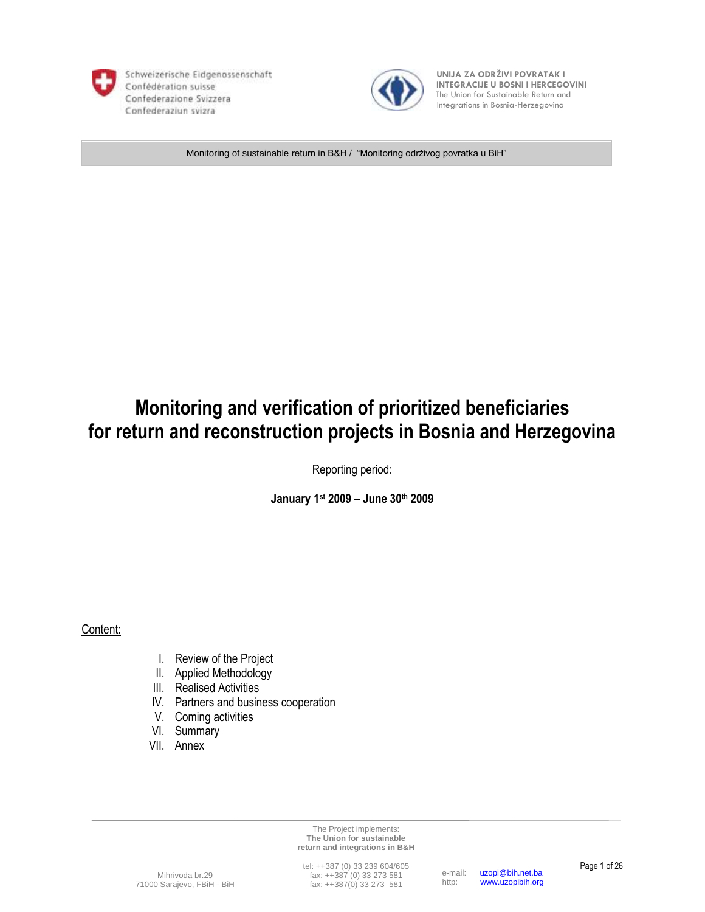Schweizerische Eidgenossenschaft
Confédération suisse
Confederazione Svizzera
Confederaziun svizra

**UNIJA ZA ODRŽIVI POVRATAK I INTEGRACIJE U BOSNI I HERCEGOVINI**
The Union for Sustainable Return and Integrations in Bosnia-Herzegovina

Monitoring of sustainable return in B&H / "Monitoring održivog povratka u BiH"

# Monitoring and verification of prioritized beneficiaries for return and reconstruction projects in Bosnia and Herzegovina

Reporting period:

**January 1st 2009 – June 30th 2009**

Content:

I. Review of the Project
II. Applied Methodology
III. Realised Activities
IV. Partners and business cooperation
V. Coming activities
VI. Summary
VII. Annex

The Project implements:
**The Union for sustainable return and integrations in B&H**

Mihrivoda br.29
71000 Sarajevo, FBiH - BiH

tel: ++387 (0) 33 239 604/605
fax: ++387 (0) 33 273 581
fax: ++387(0) 33 273 581

e-mail: uzopi@bih.net.ba
http: www.uzopibih.org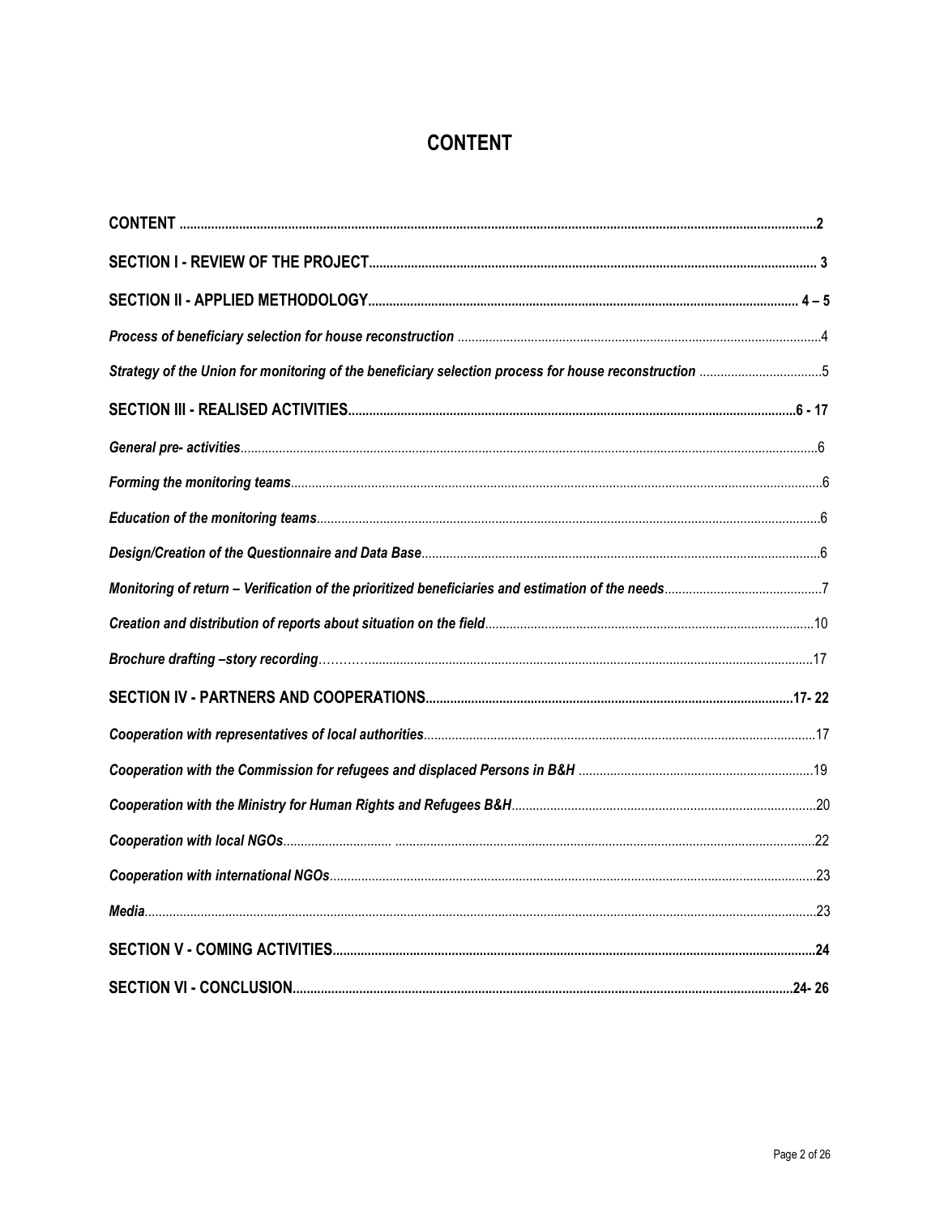# CONTENT

**CONTENT** ... **2**

**SECTION I - REVIEW OF THE PROJECT** ... **3**

**SECTION II - APPLIED METHODOLOGY** ... **4 – 5**

***Process of beneficiary selection for house reconstruction*** ... 4

***Strategy of the Union for monitoring of the beneficiary selection process for house reconstruction*** ... 5

**SECTION III - REALISED ACTIVITIES** ... **6 - 17**

***General pre- activities*** ... 6

***Forming the monitoring teams*** ... 6

***Education of the monitoring teams*** ... 6

***Design/Creation of the Questionnaire and Data Base*** ... 6

***Monitoring of return – Verification of the prioritized beneficiaries and estimation of the needs*** ... 7

***Creation and distribution of reports about situation on the field*** ... 10

***Brochure drafting –story recording*** ... 17

**SECTION IV - PARTNERS AND COOPERATIONS** ... **17- 22**

***Cooperation with representatives of local authorities*** ... 17

***Cooperation with the Commission for refugees and displaced Persons in B&H*** ... 19

***Cooperation with the Ministry for Human Rights and Refugees B&H*** ... 20

***Cooperation with local NGOs*** ... 22

***Cooperation with international NGOs*** ... 23

***Media*** ... 23

**SECTION V - COMING ACTIVITIES** ... **24**

**SECTION VI - CONCLUSION** ... **24- 26**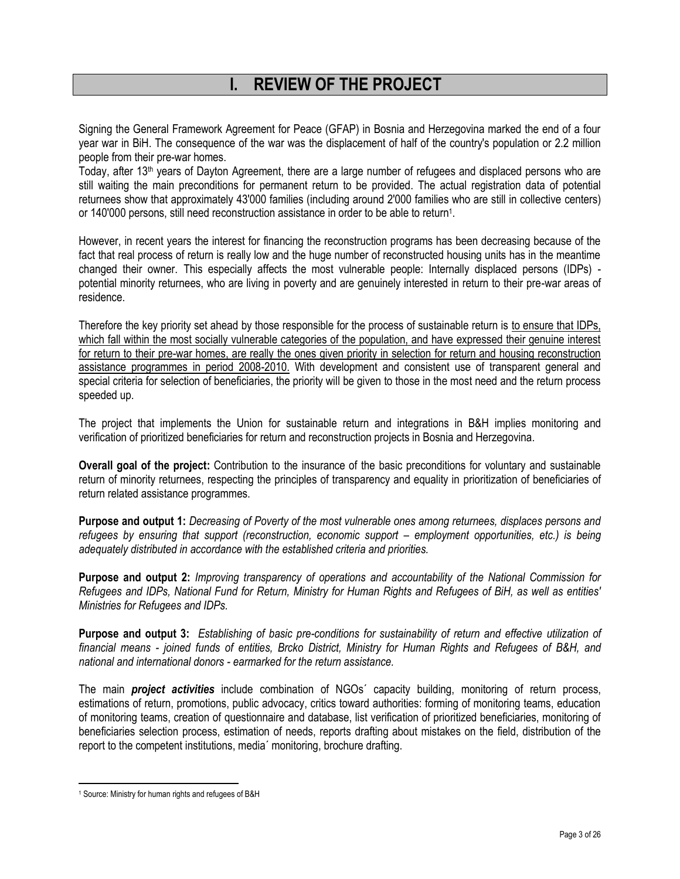# I. REVIEW OF THE PROJECT

Signing the General Framework Agreement for Peace (GFAP) in Bosnia and Herzegovina marked the end of a four year war in BiH. The consequence of the war was the displacement of half of the country's population or 2.2 million people from their pre-war homes.

Today, after 13th years of Dayton Agreement, there are a large number of refugees and displaced persons who are still waiting the main preconditions for permanent return to be provided. The actual registration data of potential returnees show that approximately 43'000 families (including around 2'000 families who are still in collective centers) or 140'000 persons, still need reconstruction assistance in order to be able to return[1].

However, in recent years the interest for financing the reconstruction programs has been decreasing because of the fact that real process of return is really low and the huge number of reconstructed housing units has in the meantime changed their owner. This especially affects the most vulnerable people: Internally displaced persons (IDPs) - potential minority returnees, who are living in poverty and are genuinely interested in return to their pre-war areas of residence.

Therefore the key priority set ahead by those responsible for the process of sustainable return is to ensure that IDPs, which fall within the most socially vulnerable categories of the population, and have expressed their genuine interest for return to their pre-war homes, are really the ones given priority in selection for return and housing reconstruction assistance programmes in period 2008-2010. With development and consistent use of transparent general and special criteria for selection of beneficiaries, the priority will be given to those in the most need and the return process speeded up.

The project that implements the Union for sustainable return and integrations in B&H implies monitoring and verification of prioritized beneficiaries for return and reconstruction projects in Bosnia and Herzegovina.

**Overall goal of the project:** Contribution to the insurance of the basic preconditions for voluntary and sustainable return of minority returnees, respecting the principles of transparency and equality in prioritization of beneficiaries of return related assistance programmes.

**Purpose and output 1:** *Decreasing of Poverty of the most vulnerable ones among returnees, displaces persons and refugees by ensuring that support (reconstruction, economic support – employment opportunities, etc.) is being adequately distributed in accordance with the established criteria and priorities.*

**Purpose and output 2:** *Improving transparency of operations and accountability of the National Commission for Refugees and IDPs, National Fund for Return, Ministry for Human Rights and Refugees of BiH, as well as entities' Ministries for Refugees and IDPs.*

**Purpose and output 3:** *Establishing of basic pre-conditions for sustainability of return and effective utilization of financial means - joined funds of entities, Brcko District, Ministry for Human Rights and Refugees of B&H, and national and international donors - earmarked for the return assistance.*

The main ***project activities*** include combination of NGOs´ capacity building, monitoring of return process, estimations of return, promotions, public advocacy, critics toward authorities: forming of monitoring teams, education of monitoring teams, creation of questionnaire and database, list verification of prioritized beneficiaries, monitoring of beneficiaries selection process, estimation of needs, reports drafting about mistakes on the field, distribution of the report to the competent institutions, media´ monitoring, brochure drafting.

---

[1] Source: Ministry for human rights and refugees of B&H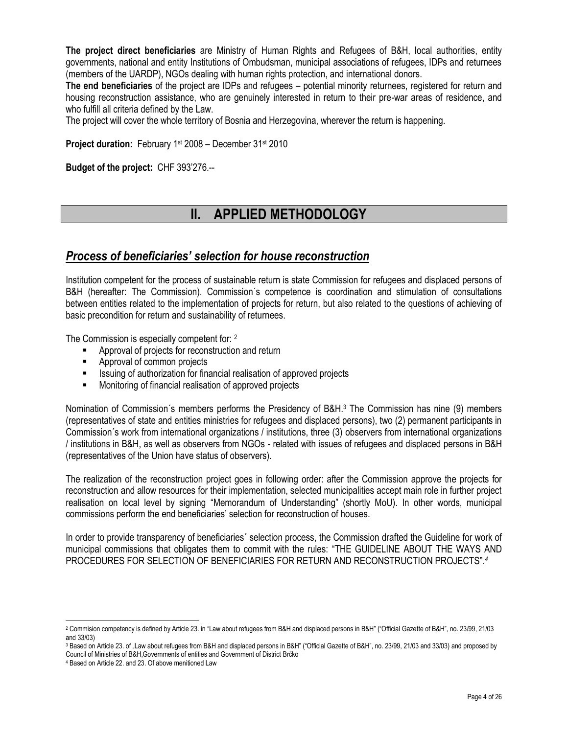**The project direct beneficiaries** are Ministry of Human Rights and Refugees of B&H, local authorities, entity governments, national and entity Institutions of Ombudsman, municipal associations of refugees, IDPs and returnees (members of the UARDP), NGOs dealing with human rights protection, and international donors.

**The end beneficiaries** of the project are IDPs and refugees – potential minority returnees, registered for return and housing reconstruction assistance, who are genuinely interested in return to their pre-war areas of residence, and who fulfill all criteria defined by the Law.

The project will cover the whole territory of Bosnia and Herzegovina, wherever the return is happening.

**Project duration:** February 1st 2008 – December 31st 2010

**Budget of the project:** CHF 393'276.--

# II. APPLIED METHODOLOGY

## *Process of beneficiaries' selection for house reconstruction*

Institution competent for the process of sustainable return is state Commission for refugees and displaced persons of B&H (hereafter: The Commission). Commission´s competence is coordination and stimulation of consultations between entities related to the implementation of projects for return, but also related to the questions of achieving of basic precondition for return and sustainability of returnees.

The Commission is especially competent for: [2]

- Approval of projects for reconstruction and return
- Approval of common projects
- Issuing of authorization for financial realisation of approved projects
- Monitoring of financial realisation of approved projects

Nomination of Commission´s members performs the Presidency of B&H.[3] The Commission has nine (9) members (representatives of state and entities ministries for refugees and displaced persons), two (2) permanent participants in Commission´s work from international organizations / institutions, three (3) observers from international organizations / institutions in B&H, as well as observers from NGOs - related with issues of refugees and displaced persons in B&H (representatives of the Union have status of observers).

The realization of the reconstruction project goes in following order: after the Commission approve the projects for reconstruction and allow resources for their implementation, selected municipalities accept main role in further project realisation on local level by signing "Memorandum of Understanding" (shortly MoU). In other words, municipal commissions perform the end beneficiaries' selection for reconstruction of houses.

In order to provide transparency of beneficiaries´ selection process, the Commission drafted the Guideline for work of municipal commissions that obligates them to commit with the rules: "THE GUIDELINE ABOUT THE WAYS AND PROCEDURES FOR SELECTION OF BENEFICIARIES FOR RETURN AND RECONSTRUCTION PROJECTS".[4]

---

[2] Commision competency is defined by Article 23. in "Law about refugees from B&H and displaced persons in B&H" ("Official Gazette of B&H", no. 23/99, 21/03 and 33/03)

[3] Based on Article 23. of „Law about refugees from B&H and displaced persons in B&H" ("Official Gazette of B&H", no. 23/99, 21/03 and 33/03) and proposed by Council of Ministries of B&H,Governments of entities and Government of District Brčko

[4] Based on Article 22. and 23. Of above menitioned Law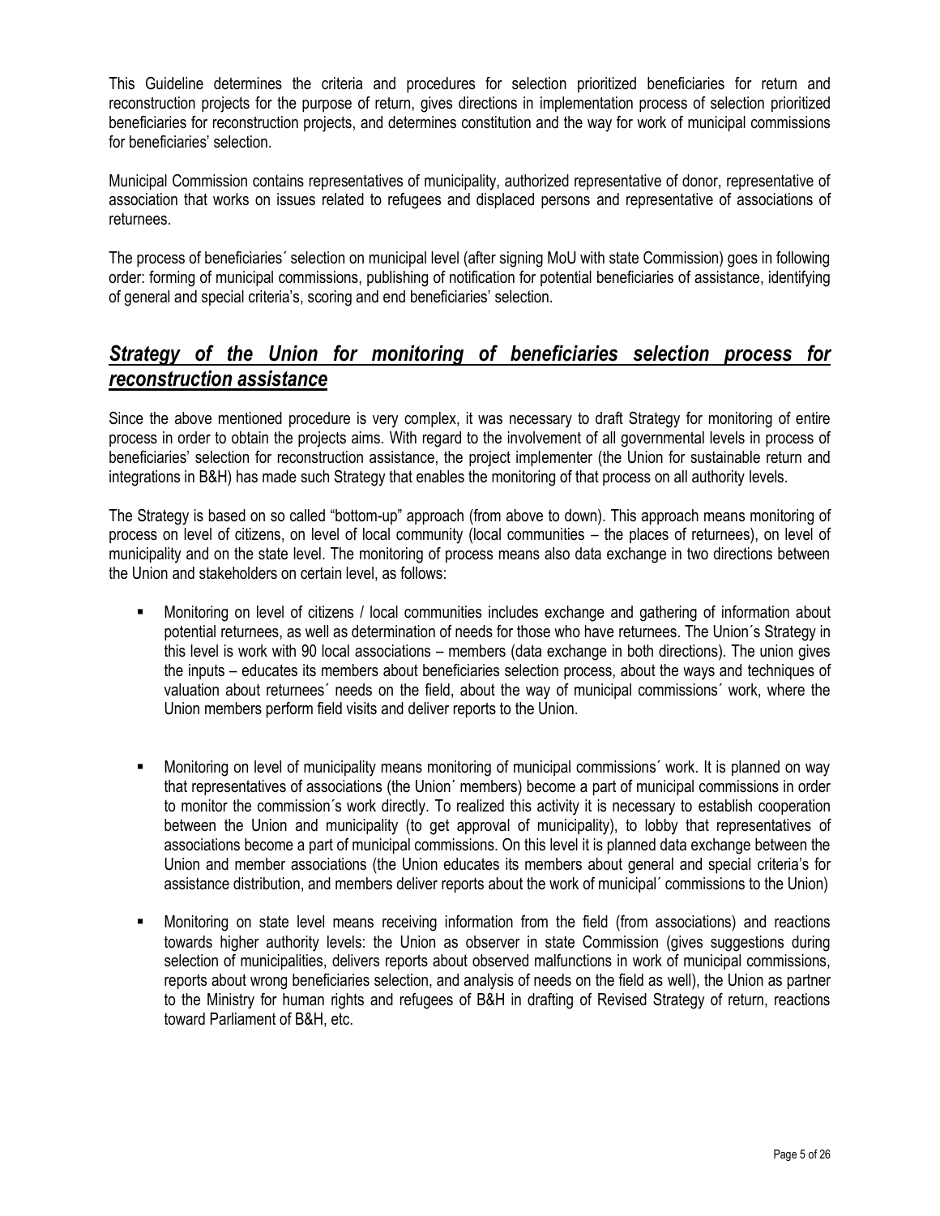This Guideline determines the criteria and procedures for selection prioritized beneficiaries for return and reconstruction projects for the purpose of return, gives directions in implementation process of selection prioritized beneficiaries for reconstruction projects, and determines constitution and the way for work of municipal commissions for beneficiaries' selection.

Municipal Commission contains representatives of municipality, authorized representative of donor, representative of association that works on issues related to refugees and displaced persons and representative of associations of returnees.

The process of beneficiaries´ selection on municipal level (after signing MoU with state Commission) goes in following order: forming of municipal commissions, publishing of notification for potential beneficiaries of assistance, identifying of general and special criteria's, scoring and end beneficiaries' selection.

## ***Strategy of the Union for monitoring of beneficiaries selection process for reconstruction assistance***

Since the above mentioned procedure is very complex, it was necessary to draft Strategy for monitoring of entire process in order to obtain the projects aims. With regard to the involvement of all governmental levels in process of beneficiaries' selection for reconstruction assistance, the project implementer (the Union for sustainable return and integrations in B&H) has made such Strategy that enables the monitoring of that process on all authority levels.

The Strategy is based on so called "bottom-up" approach (from above to down). This approach means monitoring of process on level of citizens, on level of local community (local communities – the places of returnees), on level of municipality and on the state level. The monitoring of process means also data exchange in two directions between the Union and stakeholders on certain level, as follows:

- Monitoring on level of citizens / local communities includes exchange and gathering of information about potential returnees, as well as determination of needs for those who have returnees. The Union´s Strategy in this level is work with 90 local associations – members (data exchange in both directions). The union gives the inputs – educates its members about beneficiaries selection process, about the ways and techniques of valuation about returnees´ needs on the field, about the way of municipal commissions´ work, where the Union members perform field visits and deliver reports to the Union.

- Monitoring on level of municipality means monitoring of municipal commissions´ work. It is planned on way that representatives of associations (the Union´ members) become a part of municipal commissions in order to monitor the commission´s work directly. To realized this activity it is necessary to establish cooperation between the Union and municipality (to get approval of municipality), to lobby that representatives of associations become a part of municipal commissions. On this level it is planned data exchange between the Union and member associations (the Union educates its members about general and special criteria's for assistance distribution, and members deliver reports about the work of municipal´ commissions to the Union)

- Monitoring on state level means receiving information from the field (from associations) and reactions towards higher authority levels: the Union as observer in state Commission (gives suggestions during selection of municipalities, delivers reports about observed malfunctions in work of municipal commissions, reports about wrong beneficiaries selection, and analysis of needs on the field as well), the Union as partner to the Ministry for human rights and refugees of B&H in drafting of Revised Strategy of return, reactions toward Parliament of B&H, etc.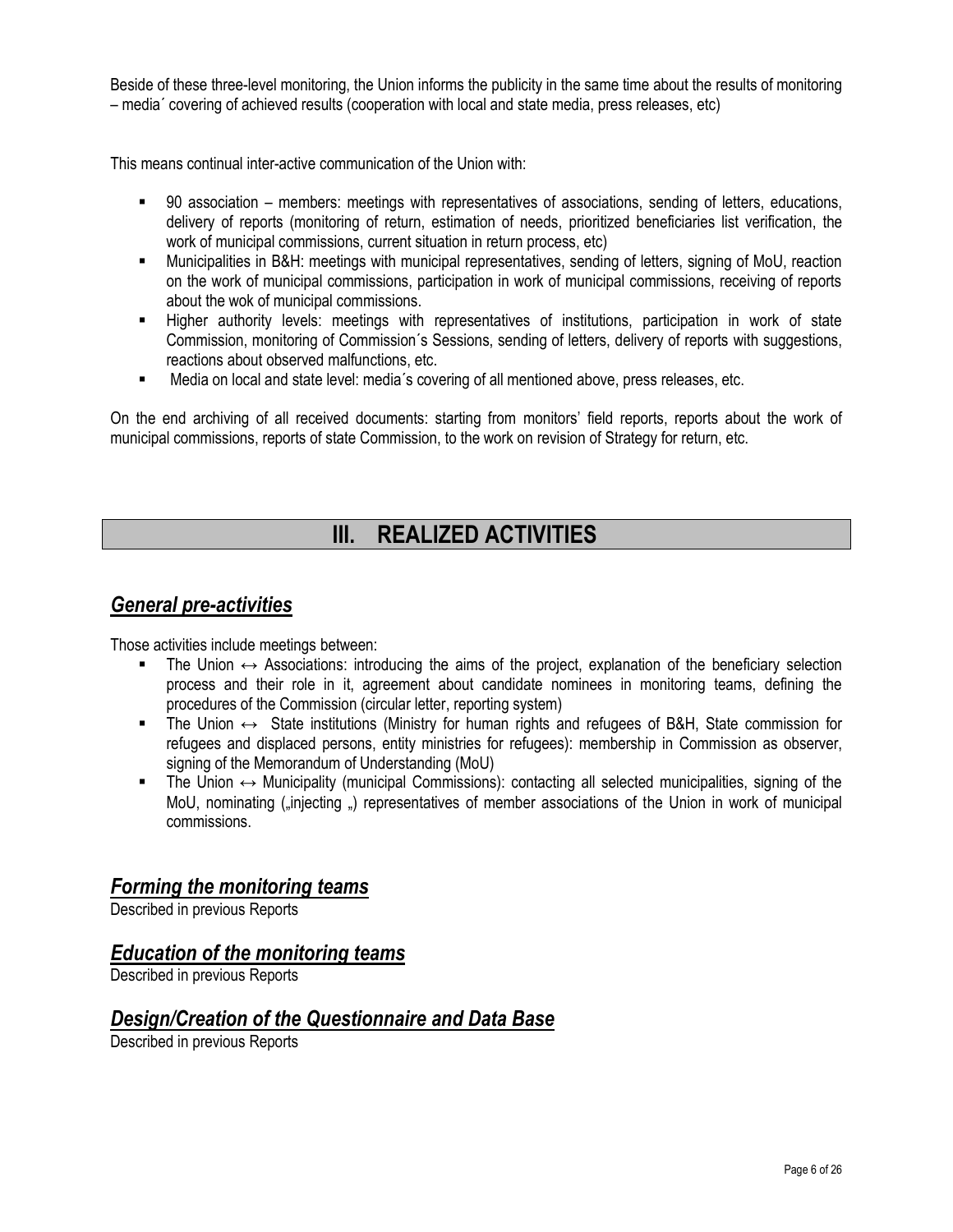Beside of these three-level monitoring, the Union informs the publicity in the same time about the results of monitoring – media´ covering of achieved results (cooperation with local and state media, press releases, etc)

This means continual inter-active communication of the Union with:

- 90 association – members: meetings with representatives of associations, sending of letters, educations, delivery of reports (monitoring of return, estimation of needs, prioritized beneficiaries list verification, the work of municipal commissions, current situation in return process, etc)
- Municipalities in B&H: meetings with municipal representatives, sending of letters, signing of MoU, reaction on the work of municipal commissions, participation in work of municipal commissions, receiving of reports about the wok of municipal commissions.
- Higher authority levels: meetings with representatives of institutions, participation in work of state Commission, monitoring of Commission´s Sessions, sending of letters, delivery of reports with suggestions, reactions about observed malfunctions, etc.
- Media on local and state level: media´s covering of all mentioned above, press releases, etc.

On the end archiving of all received documents: starting from monitors' field reports, reports about the work of municipal commissions, reports of state Commission, to the work on revision of Strategy for return, etc.

# III. REALIZED ACTIVITIES

## ***General pre-activities***

Those activities include meetings between:

- The Union ↔ Associations: introducing the aims of the project, explanation of the beneficiary selection process and their role in it, agreement about candidate nominees in monitoring teams, defining the procedures of the Commission (circular letter, reporting system)
- The Union ↔ State institutions (Ministry for human rights and refugees of B&H, State commission for refugees and displaced persons, entity ministries for refugees): membership in Commission as observer, signing of the Memorandum of Understanding (MoU)
- The Union ↔ Municipality (municipal Commissions): contacting all selected municipalities, signing of the MoU, nominating („injecting „) representatives of member associations of the Union in work of municipal commissions.

## ***Forming the monitoring teams***

Described in previous Reports

## ***Education of the monitoring teams***

Described in previous Reports

## ***Design/Creation of the Questionnaire and Data Base***

Described in previous Reports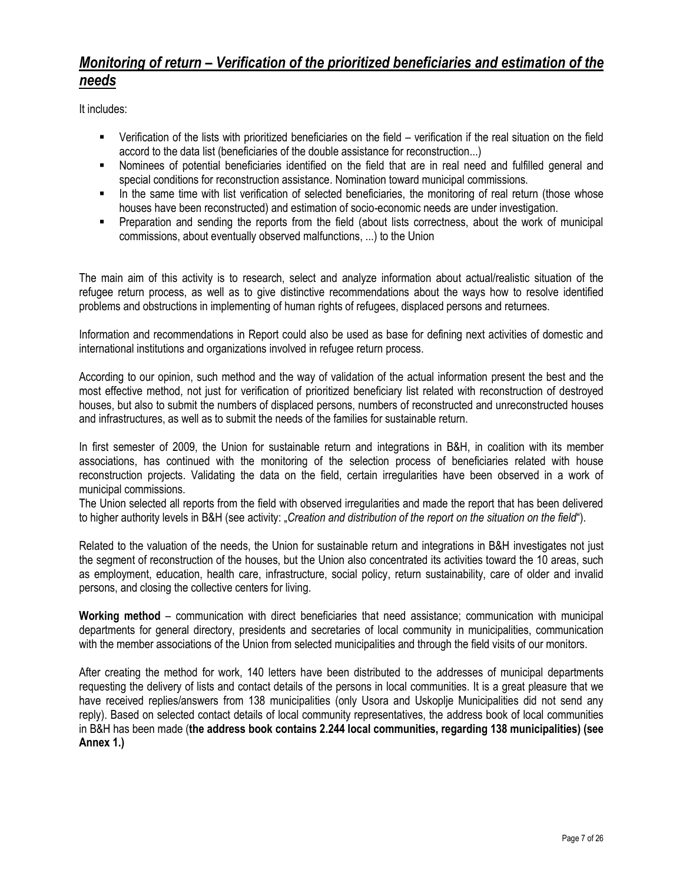## ***Monitoring of return – Verification of the prioritized beneficiaries and estimation of the needs***

It includes:

- Verification of the lists with prioritized beneficiaries on the field – verification if the real situation on the field accord to the data list (beneficiaries of the double assistance for reconstruction...)
- Nominees of potential beneficiaries identified on the field that are in real need and fulfilled general and special conditions for reconstruction assistance. Nomination toward municipal commissions.
- In the same time with list verification of selected beneficiaries, the monitoring of real return (those whose houses have been reconstructed) and estimation of socio-economic needs are under investigation.
- Preparation and sending the reports from the field (about lists correctness, about the work of municipal commissions, about eventually observed malfunctions, ...) to the Union

The main aim of this activity is to research, select and analyze information about actual/realistic situation of the refugee return process, as well as to give distinctive recommendations about the ways how to resolve identified problems and obstructions in implementing of human rights of refugees, displaced persons and returnees.

Information and recommendations in Report could also be used as base for defining next activities of domestic and international institutions and organizations involved in refugee return process.

According to our opinion, such method and the way of validation of the actual information present the best and the most effective method, not just for verification of prioritized beneficiary list related with reconstruction of destroyed houses, but also to submit the numbers of displaced persons, numbers of reconstructed and unreconstructed houses and infrastructures, as well as to submit the needs of the families for sustainable return.

In first semester of 2009, the Union for sustainable return and integrations in B&H, in coalition with its member associations, has continued with the monitoring of the selection process of beneficiaries related with house reconstruction projects. Validating the data on the field, certain irregularities have been observed in a work of municipal commissions.
The Union selected all reports from the field with observed irregularities and made the report that has been delivered to higher authority levels in B&H (see activity: „*Creation and distribution of the report on the situation on the field*").

Related to the valuation of the needs, the Union for sustainable return and integrations in B&H investigates not just the segment of reconstruction of the houses, but the Union also concentrated its activities toward the 10 areas, such as employment, education, health care, infrastructure, social policy, return sustainability, care of older and invalid persons, and closing the collective centers for living.

**Working method** – communication with direct beneficiaries that need assistance; communication with municipal departments for general directory, presidents and secretaries of local community in municipalities, communication with the member associations of the Union from selected municipalities and through the field visits of our monitors.

After creating the method for work, 140 letters have been distributed to the addresses of municipal departments requesting the delivery of lists and contact details of the persons in local communities. It is a great pleasure that we have received replies/answers from 138 municipalities (only Usora and Uskoplje Municipalities did not send any reply). Based on selected contact details of local community representatives, the address book of local communities in B&H has been made (**the address book contains 2.244 local communities, regarding 138 municipalities) (see Annex 1.)**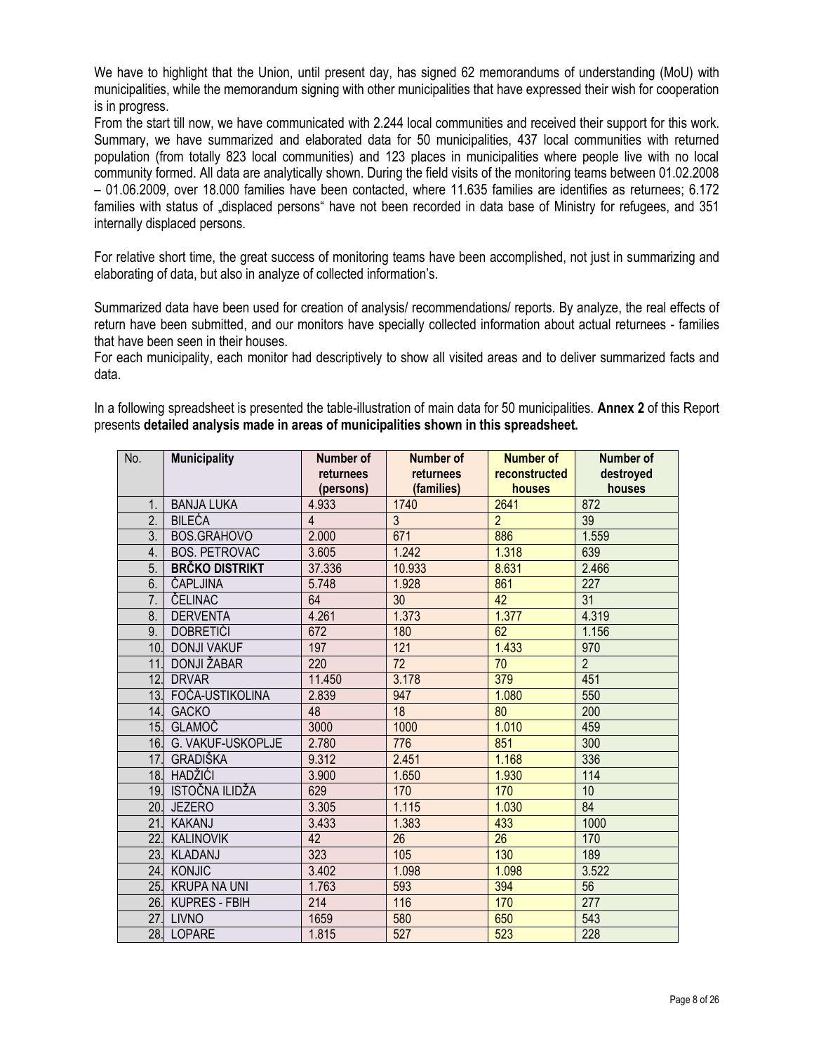We have to highlight that the Union, until present day, has signed 62 memorandums of understanding (MoU) with municipalities, while the memorandum signing with other municipalities that have expressed their wish for cooperation is in progress.

From the start till now, we have communicated with 2.244 local communities and received their support for this work. Summary, we have summarized and elaborated data for 50 municipalities, 437 local communities with returned population (from totally 823 local communities) and 123 places in municipalities where people live with no local community formed. All data are analytically shown. During the field visits of the monitoring teams between 01.02.2008 – 01.06.2009, over 18.000 families have been contacted, where 11.635 families are identifies as returnees; 6.172 families with status of „displaced persons" have not been recorded in data base of Ministry for refugees, and 351 internally displaced persons.

For relative short time, the great success of monitoring teams have been accomplished, not just in summarizing and elaborating of data, but also in analyze of collected information's.

Summarized data have been used for creation of analysis/ recommendations/ reports. By analyze, the real effects of return have been submitted, and our monitors have specially collected information about actual returnees - families that have been seen in their houses.

For each municipality, each monitor had descriptively to show all visited areas and to deliver summarized facts and data.

In a following spreadsheet is presented the table-illustration of main data for 50 municipalities. **Annex 2** of this Report presents **detailed analysis made in areas of municipalities shown in this spreadsheet.**

| No. | **Municipality** | **Number of returnees (persons)** | **Number of returnees (families)** | **Number of reconstructed houses** | **Number of destroyed houses** |
|---|---|---|---|---|---|
| 1. | BANJA LUKA | 4.933 | 1740 | 2641 | 872 |
| 2. | BILEĆA | 4 | 3 | 2 | 39 |
| 3. | BOS.GRAHOVO | 2.000 | 671 | 886 | 1.559 |
| 4. | BOS. PETROVAC | 3.605 | 1.242 | 1.318 | 639 |
| 5. | **BRČKO DISTRIKT** | 37.336 | 10.933 | 8.631 | 2.466 |
| 6. | ČAPLJINA | 5.748 | 1.928 | 861 | 227 |
| 7. | ČELINAC | 64 | 30 | 42 | 31 |
| 8. | DERVENTA | 4.261 | 1.373 | 1.377 | 4.319 |
| 9. | DOBRETIĆI | 672 | 180 | 62 | 1.156 |
| 10. | DONJI VAKUF | 197 | 121 | 1.433 | 970 |
| 11. | DONJI ŽABAR | 220 | 72 | 70 | 2 |
| 12. | DRVAR | 11.450 | 3.178 | 379 | 451 |
| 13. | FOČA-USTIKOLINA | 2.839 | 947 | 1.080 | 550 |
| 14. | GACKO | 48 | 18 | 80 | 200 |
| 15. | GLAMOČ | 3000 | 1000 | 1.010 | 459 |
| 16. | G. VAKUF-USKOPLJE | 2.780 | 776 | 851 | 300 |
| 17. | GRADIŠKA | 9.312 | 2.451 | 1.168 | 336 |
| 18. | HADŽIĆI | 3.900 | 1.650 | 1.930 | 114 |
| 19. | ISTOČNA ILIDŽA | 629 | 170 | 170 | 10 |
| 20. | JEZERO | 3.305 | 1.115 | 1.030 | 84 |
| 21. | KAKANJ | 3.433 | 1.383 | 433 | 1000 |
| 22. | KALINOVIK | 42 | 26 | 26 | 170 |
| 23. | KLADANJ | 323 | 105 | 130 | 189 |
| 24. | KONJIC | 3.402 | 1.098 | 1.098 | 3.522 |
| 25. | KRUPA NA UNI | 1.763 | 593 | 394 | 56 |
| 26. | KUPRES - FBIH | 214 | 116 | 170 | 277 |
| 27. | LIVNO | 1659 | 580 | 650 | 543 |
| 28. | LOPARE | 1.815 | 527 | 523 | 228 |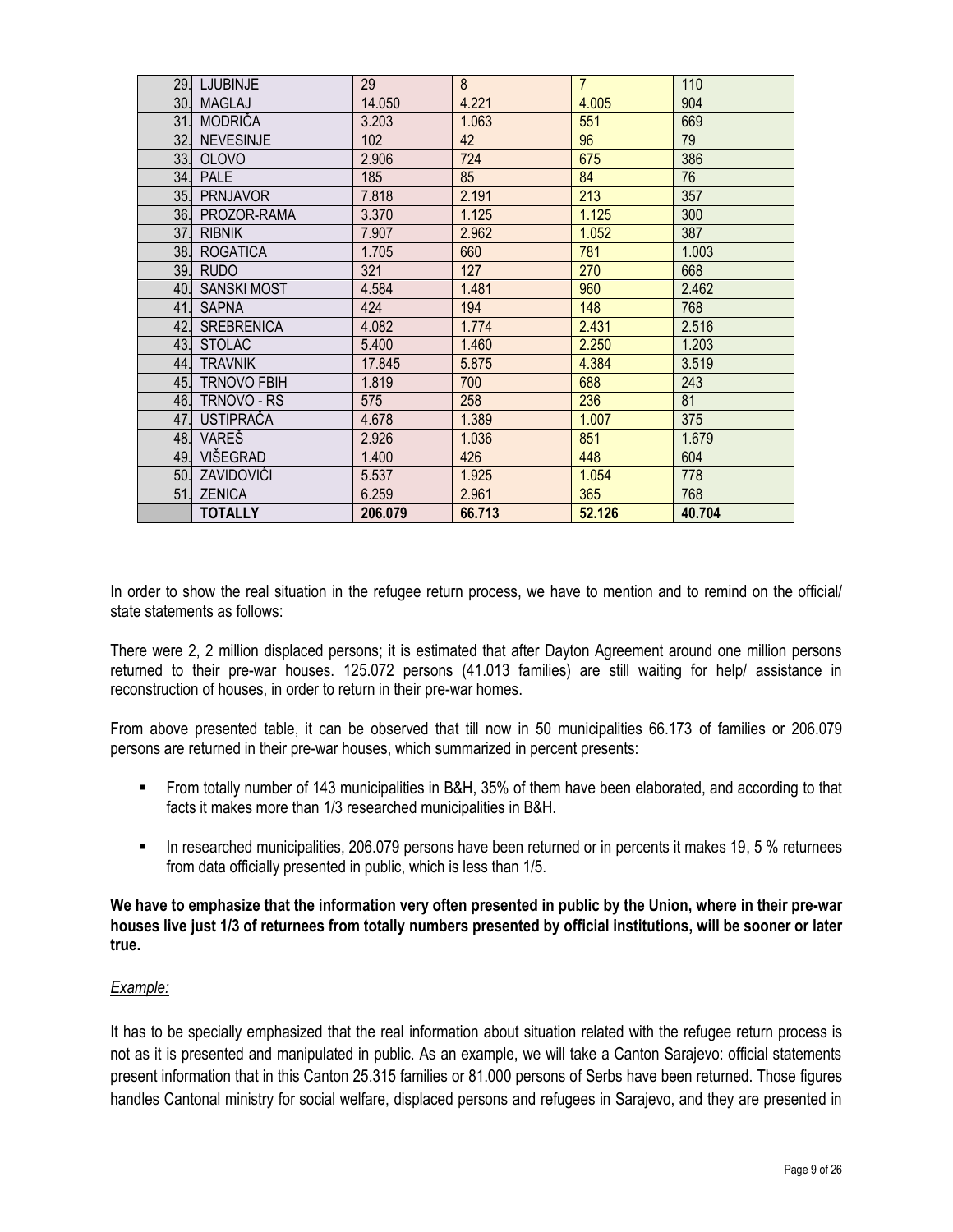| | | | | | |
|---|---|---|---|---|---|
| 29. | LJUBINJE | 29 | 8 | 7 | 110 |
| 30. | MAGLAJ | 14.050 | 4.221 | 4.005 | 904 |
| 31. | MODRIČA | 3.203 | 1.063 | 551 | 669 |
| 32. | NEVESINJE | 102 | 42 | 96 | 79 |
| 33. | OLOVO | 2.906 | 724 | 675 | 386 |
| 34. | PALE | 185 | 85 | 84 | 76 |
| 35. | PRNJAVOR | 7.818 | 2.191 | 213 | 357 |
| 36. | PROZOR-RAMA | 3.370 | 1.125 | 1.125 | 300 |
| 37. | RIBNIK | 7.907 | 2.962 | 1.052 | 387 |
| 38. | ROGATICA | 1.705 | 660 | 781 | 1.003 |
| 39. | RUDO | 321 | 127 | 270 | 668 |
| 40. | SANSKI MOST | 4.584 | 1.481 | 960 | 2.462 |
| 41. | SAPNA | 424 | 194 | 148 | 768 |
| 42. | SREBRENICA | 4.082 | 1.774 | 2.431 | 2.516 |
| 43. | STOLAC | 5.400 | 1.460 | 2.250 | 1.203 |
| 44. | TRAVNIK | 17.845 | 5.875 | 4.384 | 3.519 |
| 45. | TRNOVO FBIH | 1.819 | 700 | 688 | 243 |
| 46. | TRNOVO - RS | 575 | 258 | 236 | 81 |
| 47. | USTIPRAČA | 4.678 | 1.389 | 1.007 | 375 |
| 48. | VAREŠ | 2.926 | 1.036 | 851 | 1.679 |
| 49. | VIŠEGRAD | 1.400 | 426 | 448 | 604 |
| 50. | ZAVIDOVIĆI | 5.537 | 1.925 | 1.054 | 778 |
| 51. | ZENICA | 6.259 | 2.961 | 365 | 768 |
| | **TOTALLY** | **206.079** | **66.713** | **52.126** | **40.704** |

In order to show the real situation in the refugee return process, we have to mention and to remind on the official/ state statements as follows:

There were 2, 2 million displaced persons; it is estimated that after Dayton Agreement around one million persons returned to their pre-war houses. 125.072 persons (41.013 families) are still waiting for help/ assistance in reconstruction of houses, in order to return in their pre-war homes.

From above presented table, it can be observed that till now in 50 municipalities 66.173 of families or 206.079 persons are returned in their pre-war houses, which summarized in percent presents:

- From totally number of 143 municipalities in B&H, 35% of them have been elaborated, and according to that facts it makes more than 1/3 researched municipalities in B&H.
- In researched municipalities, 206.079 persons have been returned or in percents it makes 19, 5 % returnees from data officially presented in public, which is less than 1/5.

**We have to emphasize that the information very often presented in public by the Union, where in their pre-war houses live just 1/3 of returnees from totally numbers presented by official institutions, will be sooner or later true.**

*Example:*

It has to be specially emphasized that the real information about situation related with the refugee return process is not as it is presented and manipulated in public. As an example, we will take a Canton Sarajevo: official statements present information that in this Canton 25.315 families or 81.000 persons of Serbs have been returned. Those figures handles Cantonal ministry for social welfare, displaced persons and refugees in Sarajevo, and they are presented in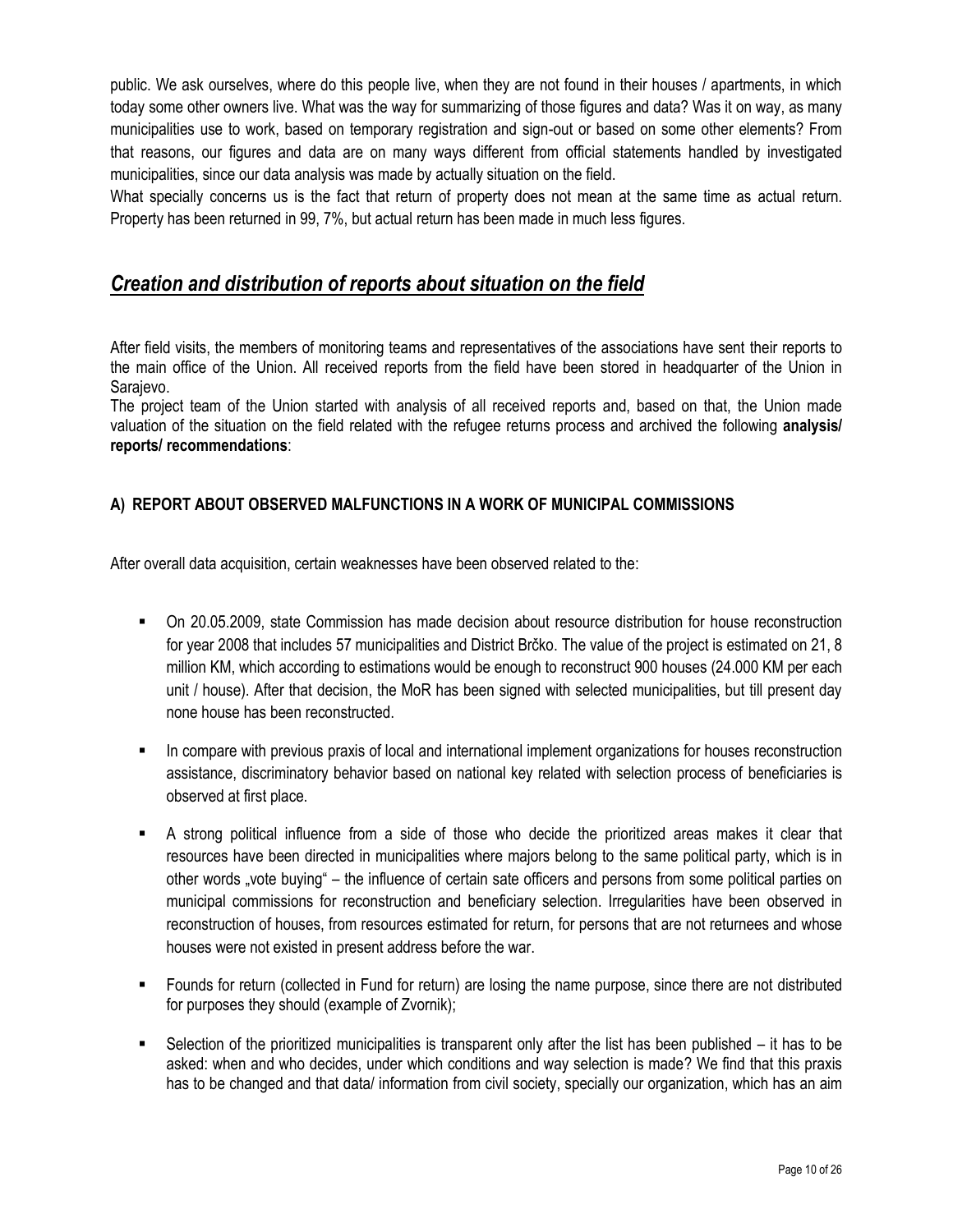public. We ask ourselves, where do this people live, when they are not found in their houses / apartments, in which today some other owners live. What was the way for summarizing of those figures and data? Was it on way, as many municipalities use to work, based on temporary registration and sign-out or based on some other elements? From that reasons, our figures and data are on many ways different from official statements handled by investigated municipalities, since our data analysis was made by actually situation on the field.

What specially concerns us is the fact that return of property does not mean at the same time as actual return. Property has been returned in 99, 7%, but actual return has been made in much less figures.

## *Creation and distribution of reports about situation on the field*

After field visits, the members of monitoring teams and representatives of the associations have sent their reports to the main office of the Union. All received reports from the field have been stored in headquarter of the Union in Sarajevo.

The project team of the Union started with analysis of all received reports and, based on that, the Union made valuation of the situation on the field related with the refugee returns process and archived the following **analysis/ reports/ recommendations**:

### A) REPORT ABOUT OBSERVED MALFUNCTIONS IN A WORK OF MUNICIPAL COMMISSIONS

After overall data acquisition, certain weaknesses have been observed related to the:

- On 20.05.2009, state Commission has made decision about resource distribution for house reconstruction for year 2008 that includes 57 municipalities and District Brčko. The value of the project is estimated on 21, 8 million KM, which according to estimations would be enough to reconstruct 900 houses (24.000 KM per each unit / house). After that decision, the MoR has been signed with selected municipalities, but till present day none house has been reconstructed.
- In compare with previous praxis of local and international implement organizations for houses reconstruction assistance, discriminatory behavior based on national key related with selection process of beneficiaries is observed at first place.
- A strong political influence from a side of those who decide the prioritized areas makes it clear that resources have been directed in municipalities where majors belong to the same political party, which is in other words „vote buying“ – the influence of certain sate officers and persons from some political parties on municipal commissions for reconstruction and beneficiary selection. Irregularities have been observed in reconstruction of houses, from resources estimated for return, for persons that are not returnees and whose houses were not existed in present address before the war.
- Founds for return (collected in Fund for return) are losing the name purpose, since there are not distributed for purposes they should (example of Zvornik);
- Selection of the prioritized municipalities is transparent only after the list has been published – it has to be asked: when and who decides, under which conditions and way selection is made? We find that this praxis has to be changed and that data/ information from civil society, specially our organization, which has an aim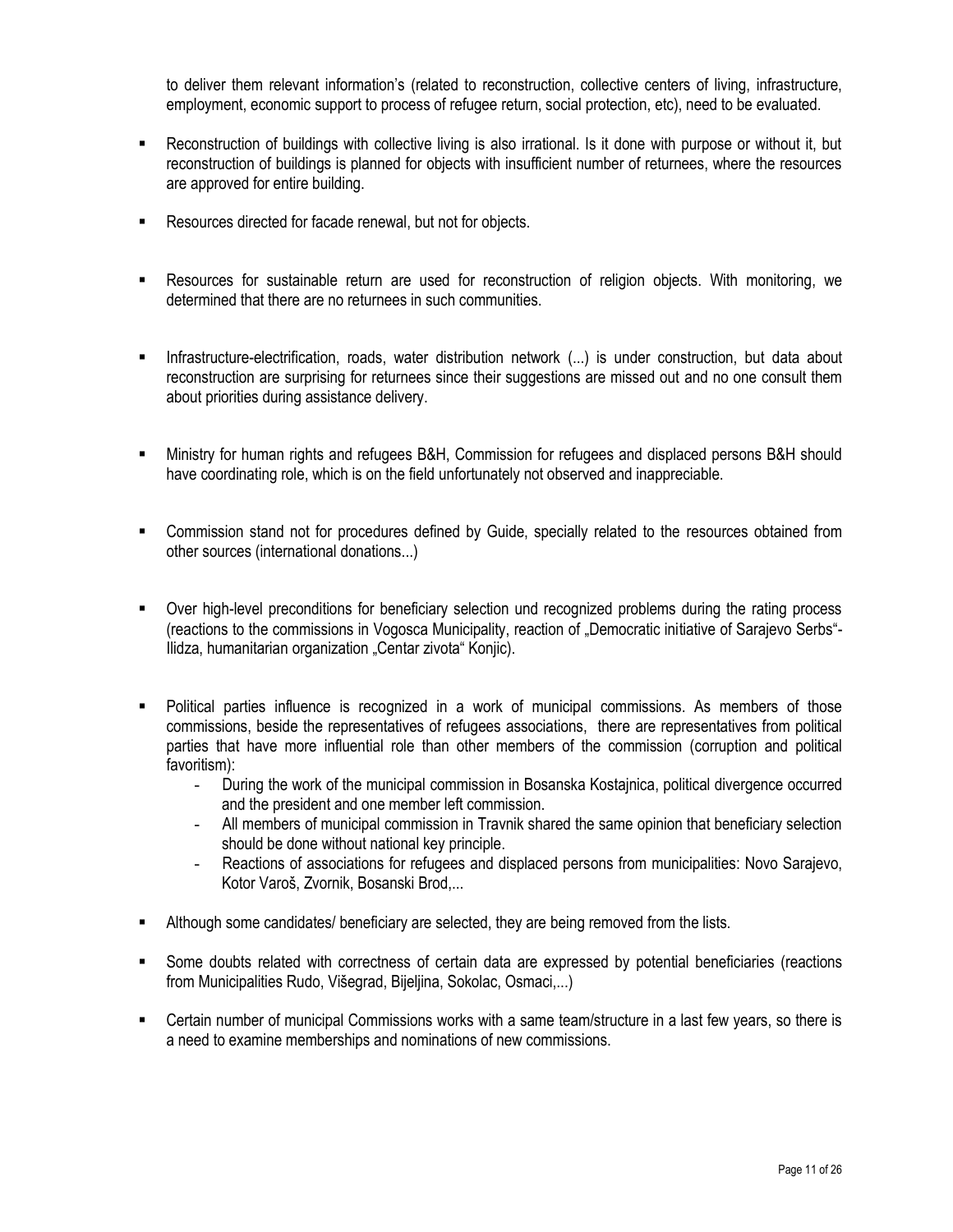to deliver them relevant information's (related to reconstruction, collective centers of living, infrastructure, employment, economic support to process of refugee return, social protection, etc), need to be evaluated.

- Reconstruction of buildings with collective living is also irrational. Is it done with purpose or without it, but reconstruction of buildings is planned for objects with insufficient number of returnees, where the resources are approved for entire building.
- Resources directed for facade renewal, but not for objects.
- Resources for sustainable return are used for reconstruction of religion objects. With monitoring, we determined that there are no returnees in such communities.
- Infrastructure-electrification, roads, water distribution network (...) is under construction, but data about reconstruction are surprising for returnees since their suggestions are missed out and no one consult them about priorities during assistance delivery.
- Ministry for human rights and refugees B&H, Commission for refugees and displaced persons B&H should have coordinating role, which is on the field unfortunately not observed and inappreciable.
- Commission stand not for procedures defined by Guide, specially related to the resources obtained from other sources (international donations...)
- Over high-level preconditions for beneficiary selection und recognized problems during the rating process (reactions to the commissions in Vogosca Municipality, reaction of „Democratic initiative of Sarajevo Serbs"-Ilidza, humanitarian organization „Centar zivota" Konjic).
- Political parties influence is recognized in a work of municipal commissions. As members of those commissions, beside the representatives of refugees associations, there are representatives from political parties that have more influential role than other members of the commission (corruption and political favoritism):
  - During the work of the municipal commission in Bosanska Kostajnica, political divergence occurred and the president and one member left commission.
  - All members of municipal commission in Travnik shared the same opinion that beneficiary selection should be done without national key principle.
  - Reactions of associations for refugees and displaced persons from municipalities: Novo Sarajevo, Kotor Varoš, Zvornik, Bosanski Brod,...
- Although some candidates/ beneficiary are selected, they are being removed from the lists.
- Some doubts related with correctness of certain data are expressed by potential beneficiaries (reactions from Municipalities Rudo, Višegrad, Bijeljina, Sokolac, Osmaci,...)
- Certain number of municipal Commissions works with a same team/structure in a last few years, so there is a need to examine memberships and nominations of new commissions.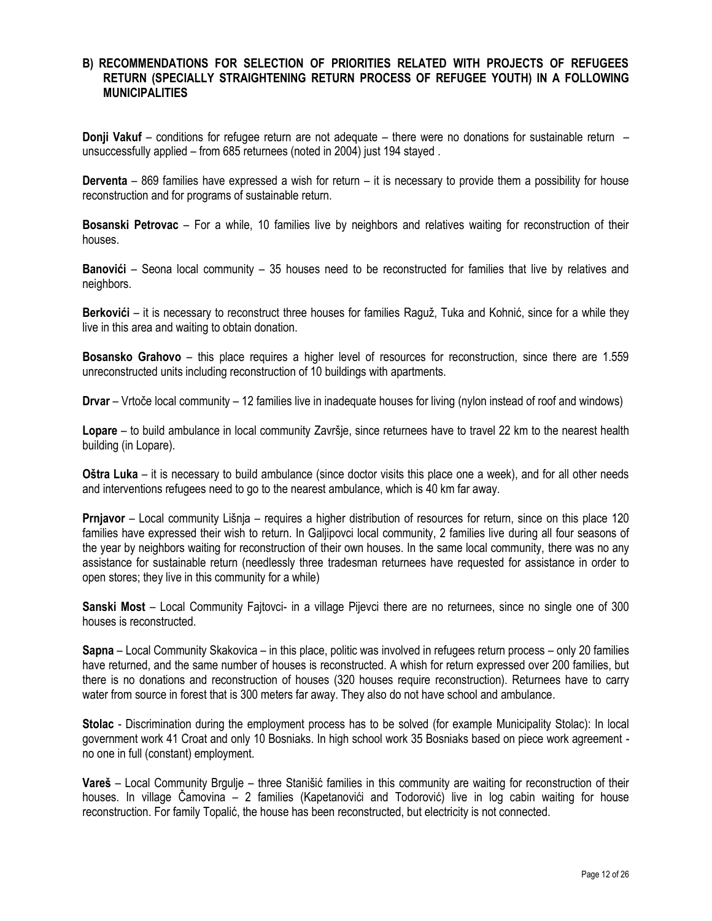## B) RECOMMENDATIONS FOR SELECTION OF PRIORITIES RELATED WITH PROJECTS OF REFUGEES RETURN (SPECIALLY STRAIGHTENING RETURN PROCESS OF REFUGEE YOUTH) IN A FOLLOWING MUNICIPALITIES

**Donji Vakuf** – conditions for refugee return are not adequate – there were no donations for sustainable return – unsuccessfully applied – from 685 returnees (noted in 2004) just 194 stayed .

**Derventa** – 869 families have expressed a wish for return – it is necessary to provide them a possibility for house reconstruction and for programs of sustainable return.

**Bosanski Petrovac** – For a while, 10 families live by neighbors and relatives waiting for reconstruction of their houses.

**Banovići** – Seona local community – 35 houses need to be reconstructed for families that live by relatives and neighbors.

**Berkovići** – it is necessary to reconstruct three houses for families Raguž, Tuka and Kohnić, since for a while they live in this area and waiting to obtain donation.

**Bosansko Grahovo** – this place requires a higher level of resources for reconstruction, since there are 1.559 unreconstructed units including reconstruction of 10 buildings with apartments.

**Drvar** – Vrtoče local community – 12 families live in inadequate houses for living (nylon instead of roof and windows)

**Lopare** – to build ambulance in local community Završje, since returnees have to travel 22 km to the nearest health building (in Lopare).

**Oštra Luka** – it is necessary to build ambulance (since doctor visits this place one a week), and for all other needs and interventions refugees need to go to the nearest ambulance, which is 40 km far away.

**Prnjavor** – Local community Lišnja – requires a higher distribution of resources for return, since on this place 120 families have expressed their wish to return. In Galjipovci local community, 2 families live during all four seasons of the year by neighbors waiting for reconstruction of their own houses. In the same local community, there was no any assistance for sustainable return (needlessly three tradesman returnees have requested for assistance in order to open stores; they live in this community for a while)

**Sanski Most** – Local Community Fajtovci- in a village Pijevci there are no returnees, since no single one of 300 houses is reconstructed.

**Sapna** – Local Community Skakovica – in this place, politic was involved in refugees return process – only 20 families have returned, and the same number of houses is reconstructed. A whish for return expressed over 200 families, but there is no donations and reconstruction of houses (320 houses require reconstruction). Returnees have to carry water from source in forest that is 300 meters far away. They also do not have school and ambulance.

**Stolac** - Discrimination during the employment process has to be solved (for example Municipality Stolac): In local government work 41 Croat and only 10 Bosniaks. In high school work 35 Bosniaks based on piece work agreement - no one in full (constant) employment.

**Vareš** – Local Community Brgulje – three Stanišić families in this community are waiting for reconstruction of their houses. In village Čamovina – 2 families (Kapetanovići and Todorović) live in log cabin waiting for house reconstruction. For family Topalić, the house has been reconstructed, but electricity is not connected.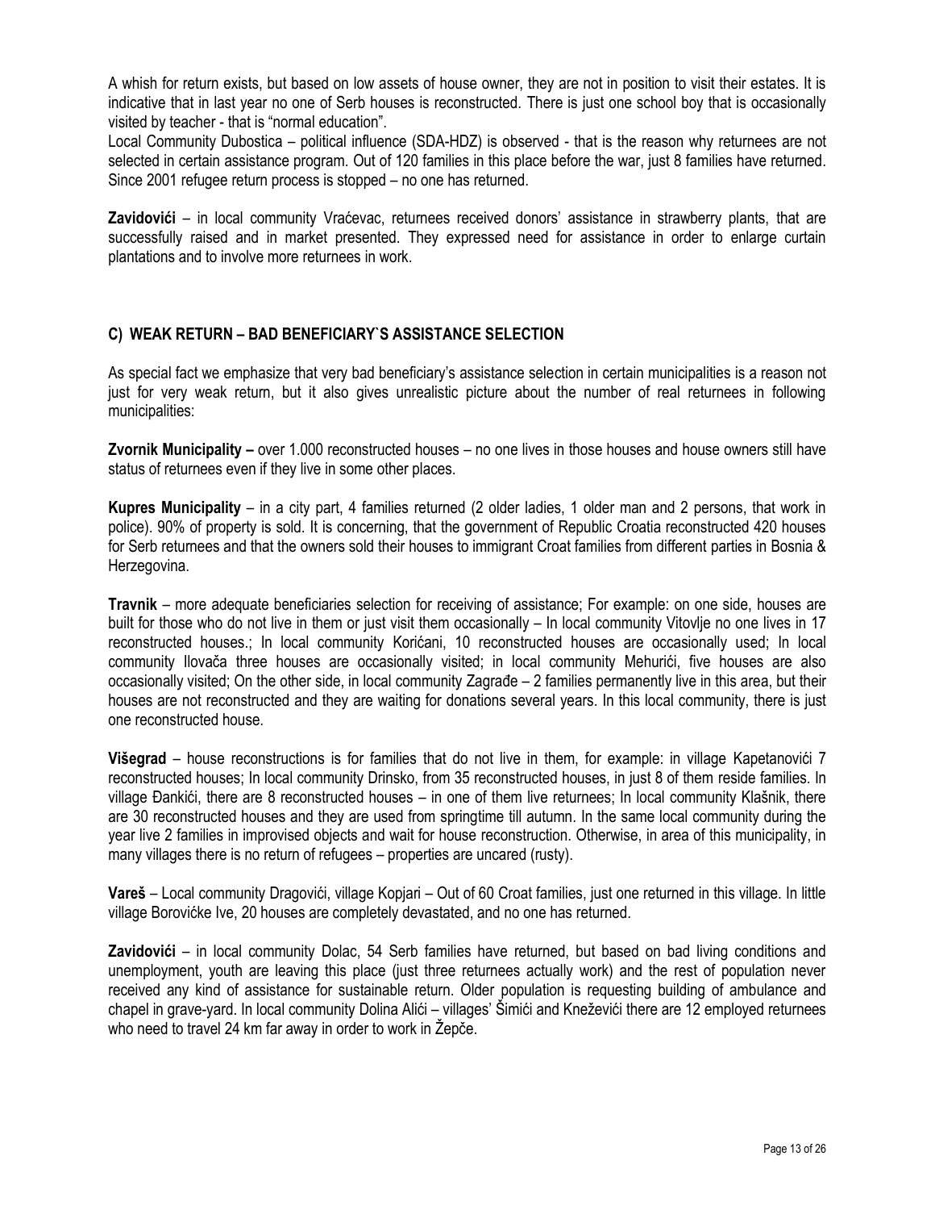A whish for return exists, but based on low assets of house owner, they are not in position to visit their estates. It is indicative that in last year no one of Serb houses is reconstructed. There is just one school boy that is occasionally visited by teacher - that is "normal education".

Local Community Dubostica – political influence (SDA-HDZ) is observed - that is the reason why returnees are not selected in certain assistance program. Out of 120 families in this place before the war, just 8 families have returned. Since 2001 refugee return process is stopped – no one has returned.

**Zavidovići** – in local community Vraćevac, returnees received donors' assistance in strawberry plants, that are successfully raised and in market presented. They expressed need for assistance in order to enlarge curtain plantations and to involve more returnees in work.

### C) WEAK RETURN – BAD BENEFICIARY`S ASSISTANCE SELECTION

As special fact we emphasize that very bad beneficiary's assistance selection in certain municipalities is a reason not just for very weak return, but it also gives unrealistic picture about the number of real returnees in following municipalities:

**Zvornik Municipality –** over 1.000 reconstructed houses – no one lives in those houses and house owners still have status of returnees even if they live in some other places.

**Kupres Municipality** – in a city part, 4 families returned (2 older ladies, 1 older man and 2 persons, that work in police). 90% of property is sold. It is concerning, that the government of Republic Croatia reconstructed 420 houses for Serb returnees and that the owners sold their houses to immigrant Croat families from different parties in Bosnia & Herzegovina.

**Travnik** – more adequate beneficiaries selection for receiving of assistance; For example: on one side, houses are built for those who do not live in them or just visit them occasionally – In local community Vitovlje no one lives in 17 reconstructed houses.; In local community Korićani, 10 reconstructed houses are occasionally used; In local community Ilovača three houses are occasionally visited; in local community Mehurići, five houses are also occasionally visited; On the other side, in local community Zagrađe – 2 families permanently live in this area, but their houses are not reconstructed and they are waiting for donations several years. In this local community, there is just one reconstructed house.

**Višegrad** – house reconstructions is for families that do not live in them, for example: in village Kapetanovići 7 reconstructed houses; In local community Drinsko, from 35 reconstructed houses, in just 8 of them reside families. In village Đankići, there are 8 reconstructed houses – in one of them live returnees; In local community Klašnik, there are 30 reconstructed houses and they are used from springtime till autumn. In the same local community during the year live 2 families in improvised objects and wait for house reconstruction. Otherwise, in area of this municipality, in many villages there is no return of refugees – properties are uncared (rusty).

**Vareš** – Local community Dragovići, village Kopjari – Out of 60 Croat families, just one returned in this village. In little village Borovićke Ive, 20 houses are completely devastated, and no one has returned.

**Zavidovići** – in local community Dolac, 54 Serb families have returned, but based on bad living conditions and unemployment, youth are leaving this place (just three returnees actually work) and the rest of population never received any kind of assistance for sustainable return. Older population is requesting building of ambulance and chapel in grave-yard. In local community Dolina Alići – villages' Šimići and Kneževići there are 12 employed returnees who need to travel 24 km far away in order to work in Žepče.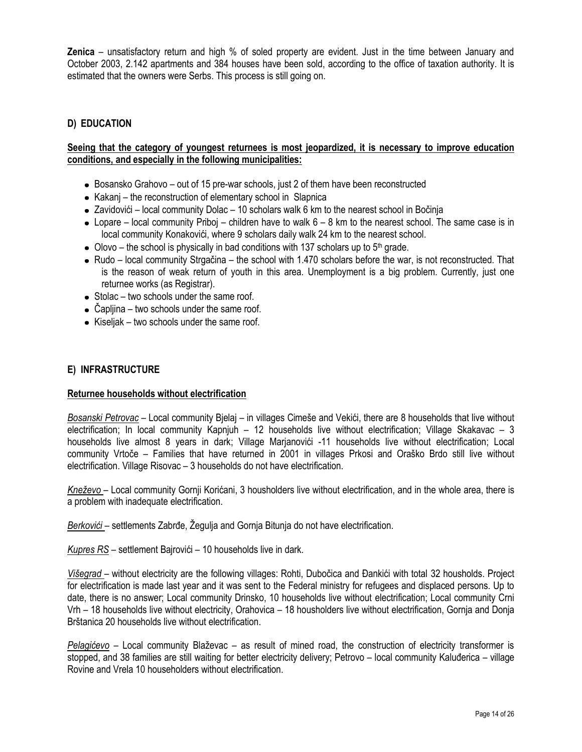**Zenica** – unsatisfactory return and high % of soled property are evident. Just in the time between January and October 2003, 2.142 apartments and 384 houses have been sold, according to the office of taxation authority. It is estimated that the owners were Serbs. This process is still going on.

## D) EDUCATION

**Seeing that the category of youngest returnees is most jeopardized, it is necessary to improve education conditions, and especially in the following municipalities:**

- Bosansko Grahovo – out of 15 pre-war schools, just 2 of them have been reconstructed
- Kakanj – the reconstruction of elementary school in Slapnica
- Zavidovići – local community Dolac – 10 scholars walk 6 km to the nearest school in Bočinja
- Lopare – local community Priboj – children have to walk 6 – 8 km to the nearest school. The same case is in local community Konakovići, where 9 scholars daily walk 24 km to the nearest school.
- Olovo – the school is physically in bad conditions with 137 scholars up to 5th grade.
- Rudo – local community Strgačina – the school with 1.470 scholars before the war, is not reconstructed. That is the reason of weak return of youth in this area. Unemployment is a big problem. Currently, just one returnee works (as Registrar).
- Stolac – two schools under the same roof.
- Čapljina – two schools under the same roof.
- Kiseljak – two schools under the same roof.

## E) INFRASTRUCTURE

**Returnee households without electrification**

*Bosanski Petrovac* – Local community Bjelaj – in villages Cimeše and Vekići, there are 8 households that live without electrification; In local community Kapnjuh – 12 households live without electrification; Village Skakavac – 3 households live almost 8 years in dark; Village Marjanovići -11 households live without electrification; Local community Vrtoče – Families that have returned in 2001 in villages Prkosi and Oraško Brdo still live without electrification. Village Risovac – 3 households do not have electrification.

*Kneževo* – Local community Gornji Korićani, 3 housholders live without electrification, and in the whole area, there is a problem with inadequate electrification.

*Berkovići* – settlements Zabrđe, Žegulja and Gornja Bitunja do not have electrification.

*Kupres RS* – settlement Bajrovići – 10 households live in dark.

*Višegrad* – without electricity are the following villages: Rohti, Dubočica and Đankići with total 32 housholds. Project for electrification is made last year and it was sent to the Federal ministry for refugees and displaced persons. Up to date, there is no answer; Local community Drinsko, 10 households live without electrification; Local community Crni Vrh – 18 households live without electricity, Orahovica – 18 housholders live without electrification, Gornja and Donja Brštanica 20 households live without electrification.

*Pelagićevo* – Local community Blaževac – as result of mined road, the construction of electricity transformer is stopped, and 38 families are still waiting for better electricity delivery; Petrovo – local community Kaluđerica – village Rovine and Vrela 10 householders without electrification.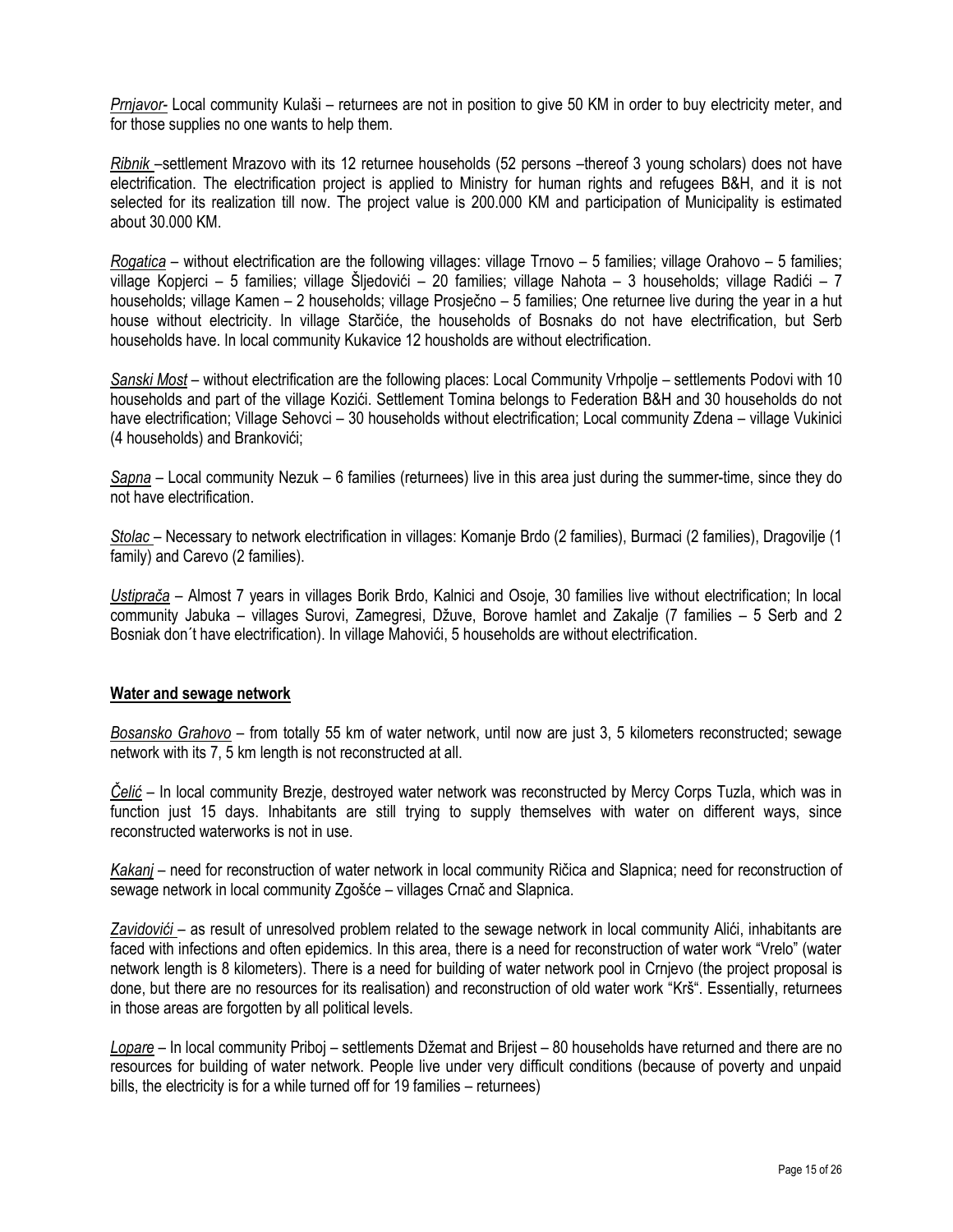*Prnjavor-* Local community Kulaši – returnees are not in position to give 50 KM in order to buy electricity meter, and for those supplies no one wants to help them.

*Ribnik* –settlement Mrazovo with its 12 returnee households (52 persons –thereof 3 young scholars) does not have electrification. The electrification project is applied to Ministry for human rights and refugees B&H, and it is not selected for its realization till now. The project value is 200.000 KM and participation of Municipality is estimated about 30.000 KM.

*Rogatica* – without electrification are the following villages: village Trnovo – 5 families; village Orahovo – 5 families; village Kopjerci – 5 families; village Šljedovići – 20 families; village Nahota – 3 households; village Radići – 7 households; village Kamen – 2 households; village Prosječno – 5 families; One returnee live during the year in a hut house without electricity. In village Starčiće, the households of Bosnaks do not have electrification, but Serb households have. In local community Kukavice 12 housholds are without electrification.

*Sanski Most* – without electrification are the following places: Local Community Vrhpolje – settlements Podovi with 10 households and part of the village Kozići. Settlement Tomina belongs to Federation B&H and 30 households do not have electrification; Village Sehovci – 30 households without electrification; Local community Zdena – village Vukinici (4 households) and Brankovići;

*Sapna* – Local community Nezuk – 6 families (returnees) live in this area just during the summer-time, since they do not have electrification.

*Stolac* – Necessary to network electrification in villages: Komanje Brdo (2 families), Burmaci (2 families), Dragovilje (1 family) and Carevo (2 families).

*Ustiprača* – Almost 7 years in villages Borik Brdo, Kalnici and Osoje, 30 families live without electrification; In local community Jabuka – villages Surovi, Zamegresi, Džuve, Borove hamlet and Zakalje (7 families – 5 Serb and 2 Bosniak don´t have electrification). In village Mahovići, 5 households are without electrification.

**Water and sewage network**

*Bosansko Grahovo* – from totally 55 km of water network, until now are just 3, 5 kilometers reconstructed; sewage network with its 7, 5 km length is not reconstructed at all.

*Čelić* – In local community Brezje, destroyed water network was reconstructed by Mercy Corps Tuzla, which was in function just 15 days. Inhabitants are still trying to supply themselves with water on different ways, since reconstructed waterworks is not in use.

*Kakanj* – need for reconstruction of water network in local community Ričica and Slapnica; need for reconstruction of sewage network in local community Zgošće – villages Crnač and Slapnica.

*Zavidovići* – as result of unresolved problem related to the sewage network in local community Alići, inhabitants are faced with infections and often epidemics. In this area, there is a need for reconstruction of water work "Vrelo" (water network length is 8 kilometers). There is a need for building of water network pool in Crnjevo (the project proposal is done, but there are no resources for its realisation) and reconstruction of old water work "Krš". Essentially, returnees in those areas are forgotten by all political levels.

*Lopare* – In local community Priboj – settlements Džemat and Brijest – 80 households have returned and there are no resources for building of water network. People live under very difficult conditions (because of poverty and unpaid bills, the electricity is for a while turned off for 19 families – returnees)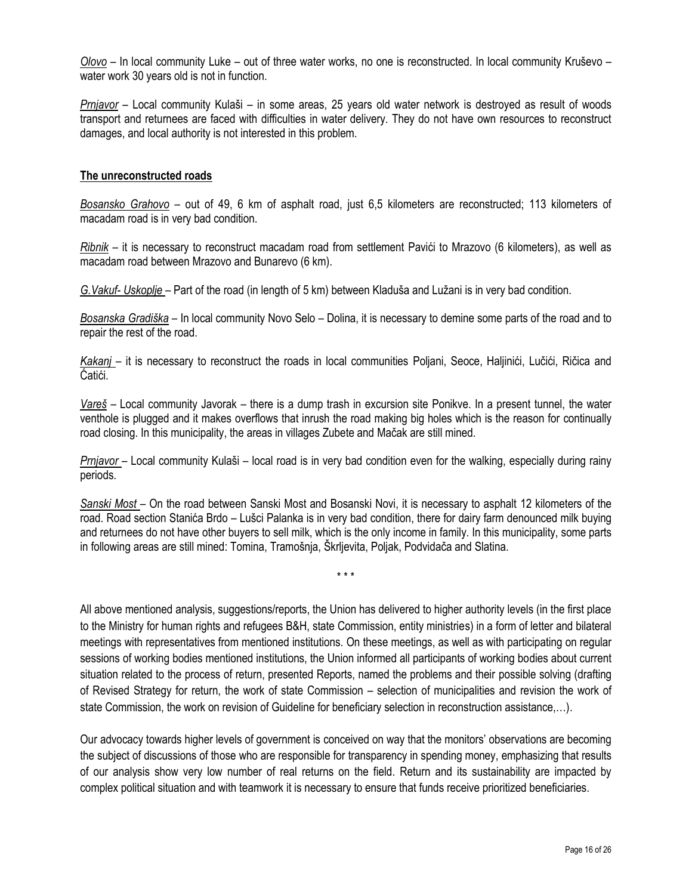*Olovo* – In local community Luke – out of three water works, no one is reconstructed. In local community Kruševo – water work 30 years old is not in function.

*Prnjavor* – Local community Kulaši – in some areas, 25 years old water network is destroyed as result of woods transport and returnees are faced with difficulties in water delivery. They do not have own resources to reconstruct damages, and local authority is not interested in this problem.

**The unreconstructed roads**

*Bosansko Grahovo* – out of 49, 6 km of asphalt road, just 6,5 kilometers are reconstructed; 113 kilometers of macadam road is in very bad condition.

*Ribnik* – it is necessary to reconstruct macadam road from settlement Pavići to Mrazovo (6 kilometers), as well as macadam road between Mrazovo and Bunarevo (6 km).

*G.Vakuf- Uskoplje* – Part of the road (in length of 5 km) between Kladuša and Lužani is in very bad condition.

*Bosanska Gradiška* – In local community Novo Selo – Dolina, it is necessary to demine some parts of the road and to repair the rest of the road.

*Kakanj* – it is necessary to reconstruct the roads in local communities Poljani, Seoce, Haljinići, Lučići, Ričica and Čatići.

*Vareš* – Local community Javorak – there is a dump trash in excursion site Ponikve. In a present tunnel, the water venthole is plugged and it makes overflows that inrush the road making big holes which is the reason for continually road closing. In this municipality, the areas in villages Zubete and Mačak are still mined.

*Prnjavor* – Local community Kulaši – local road is in very bad condition even for the walking, especially during rainy periods.

*Sanski Most* – On the road between Sanski Most and Bosanski Novi, it is necessary to asphalt 12 kilometers of the road. Road section Stanića Brdo – Lušci Palanka is in very bad condition, there for dairy farm denounced milk buying and returnees do not have other buyers to sell milk, which is the only income in family. In this municipality, some parts in following areas are still mined: Tomina, Tramošnja, Škrljevita, Poljak, Podvidača and Slatina.

\* \* \*

All above mentioned analysis, suggestions/reports, the Union has delivered to higher authority levels (in the first place to the Ministry for human rights and refugees B&H, state Commission, entity ministries) in a form of letter and bilateral meetings with representatives from mentioned institutions. On these meetings, as well as with participating on regular sessions of working bodies mentioned institutions, the Union informed all participants of working bodies about current situation related to the process of return, presented Reports, named the problems and their possible solving (drafting of Revised Strategy for return, the work of state Commission – selection of municipalities and revision the work of state Commission, the work on revision of Guideline for beneficiary selection in reconstruction assistance,…).

Our advocacy towards higher levels of government is conceived on way that the monitors' observations are becoming the subject of discussions of those who are responsible for transparency in spending money, emphasizing that results of our analysis show very low number of real returns on the field. Return and its sustainability are impacted by complex political situation and with teamwork it is necessary to ensure that funds receive prioritized beneficiaries.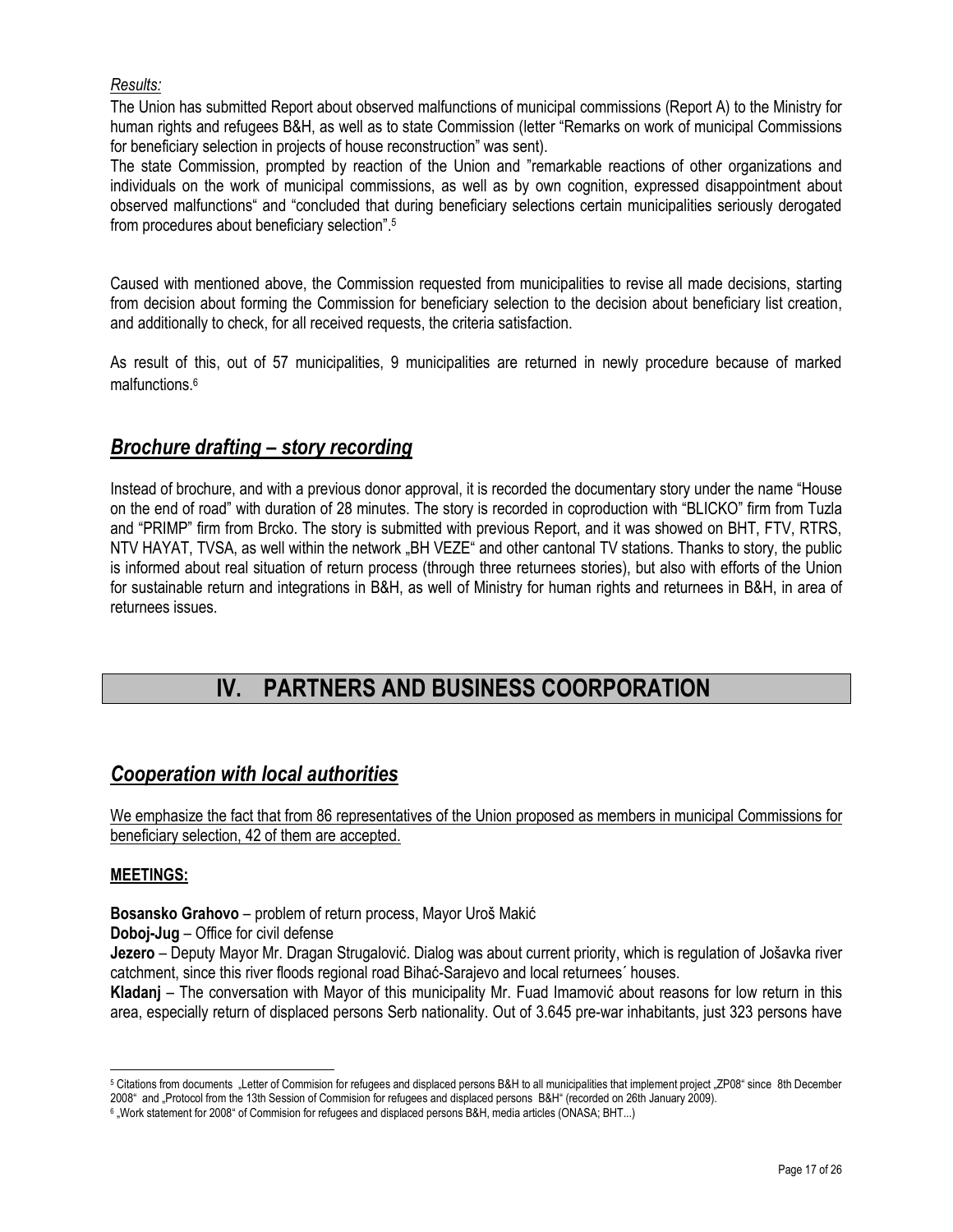*Results:*

The Union has submitted Report about observed malfunctions of municipal commissions (Report A) to the Ministry for human rights and refugees B&H, as well as to state Commission (letter "Remarks on work of municipal Commissions for beneficiary selection in projects of house reconstruction" was sent).

The state Commission, prompted by reaction of the Union and "remarkable reactions of other organizations and individuals on the work of municipal commissions, as well as by own cognition, expressed disappointment about observed malfunctions" and "concluded that during beneficiary selections certain municipalities seriously derogated from procedures about beneficiary selection".[5]

Caused with mentioned above, the Commission requested from municipalities to revise all made decisions, starting from decision about forming the Commission for beneficiary selection to the decision about beneficiary list creation, and additionally to check, for all received requests, the criteria satisfaction.

As result of this, out of 57 municipalities, 9 municipalities are returned in newly procedure because of marked malfunctions.[6]

## ***Brochure drafting – story recording***

Instead of brochure, and with a previous donor approval, it is recorded the documentary story under the name "House on the end of road" with duration of 28 minutes. The story is recorded in coproduction with "BLICKO" firm from Tuzla and "PRIMP" firm from Brcko. The story is submitted with previous Report, and it was showed on BHT, FTV, RTRS, NTV HAYAT, TVSA, as well within the network „BH VEZE" and other cantonal TV stations. Thanks to story, the public is informed about real situation of return process (through three returnees stories), but also with efforts of the Union for sustainable return and integrations in B&H, as well of Ministry for human rights and returnees in B&H, in area of returnees issues.

# IV. PARTNERS AND BUSINESS COORPORATION

## ***Cooperation with local authorities***

We emphasize the fact that from 86 representatives of the Union proposed as members in municipal Commissions for beneficiary selection, 42 of them are accepted.

**MEETINGS:**

**Bosansko Grahovo** – problem of return process, Mayor Uroš Makić

**Doboj-Jug** – Office for civil defense

**Jezero** – Deputy Mayor Mr. Dragan Strugalović. Dialog was about current priority, which is regulation of Jošavka river catchment, since this river floods regional road Bihać-Sarajevo and local returnees´ houses.

**Kladanj** – The conversation with Mayor of this municipality Mr. Fuad Imamović about reasons for low return in this area, especially return of displaced persons Serb nationality. Out of 3.645 pre-war inhabitants, just 323 persons have

---

[5] Citations from documents „Letter of Commision for refugees and displaced persons B&H to all municipalities that implement project „ZP08" since 8th December 2008" and „Protocol from the 13th Session of Commision for refugees and displaced persons B&H" (recorded on 26th January 2009).

[6] „Work statement for 2008" of Commision for refugees and displaced persons B&H, media articles (ONASA; BHT...)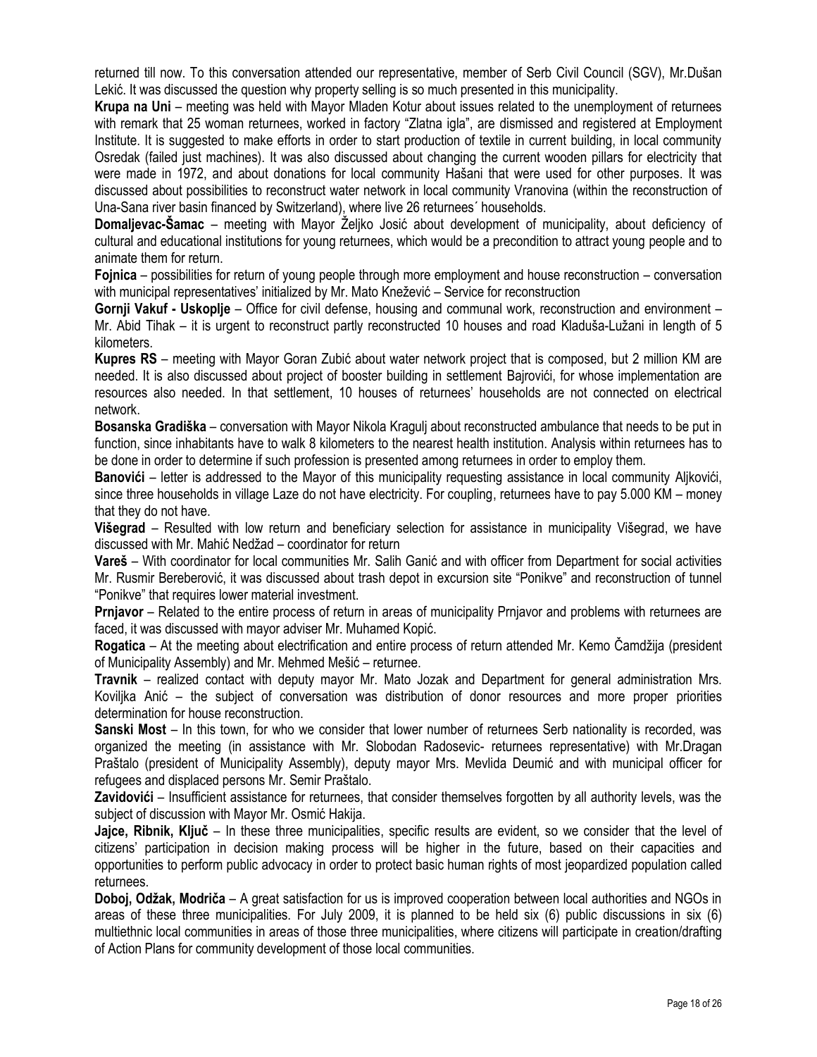returned till now. To this conversation attended our representative, member of Serb Civil Council (SGV), Mr.Dušan Lekić. It was discussed the question why property selling is so much presented in this municipality.

**Krupa na Uni** – meeting was held with Mayor Mladen Kotur about issues related to the unemployment of returnees with remark that 25 woman returnees, worked in factory "Zlatna igla", are dismissed and registered at Employment Institute. It is suggested to make efforts in order to start production of textile in current building, in local community Osredak (failed just machines). It was also discussed about changing the current wooden pillars for electricity that were made in 1972, and about donations for local community Hašani that were used for other purposes. It was discussed about possibilities to reconstruct water network in local community Vranovina (within the reconstruction of Una-Sana river basin financed by Switzerland), where live 26 returnees´ households.

**Domaljevac-Šamac** – meeting with Mayor Željko Josić about development of municipality, about deficiency of cultural and educational institutions for young returnees, which would be a precondition to attract young people and to animate them for return.

**Fojnica** – possibilities for return of young people through more employment and house reconstruction – conversation with municipal representatives' initialized by Mr. Mato Knežević – Service for reconstruction

**Gornji Vakuf - Uskoplje** – Office for civil defense, housing and communal work, reconstruction and environment – Mr. Abid Tihak – it is urgent to reconstruct partly reconstructed 10 houses and road Kladuša-Lužani in length of 5 kilometers.

**Kupres RS** – meeting with Mayor Goran Zubić about water network project that is composed, but 2 million KM are needed. It is also discussed about project of booster building in settlement Bajrovići, for whose implementation are resources also needed. In that settlement, 10 houses of returnees' households are not connected on electrical network.

**Bosanska Gradiška** – conversation with Mayor Nikola Kragulj about reconstructed ambulance that needs to be put in function, since inhabitants have to walk 8 kilometers to the nearest health institution. Analysis within returnees has to be done in order to determine if such profession is presented among returnees in order to employ them.

**Banovići** – letter is addressed to the Mayor of this municipality requesting assistance in local community Aljkovići, since three households in village Laze do not have electricity. For coupling, returnees have to pay 5.000 KM – money that they do not have.

**Višegrad** – Resulted with low return and beneficiary selection for assistance in municipality Višegrad, we have discussed with Mr. Mahić Nedžad – coordinator for return

**Vareš** – With coordinator for local communities Mr. Salih Ganić and with officer from Department for social activities Mr. Rusmir Bereberović, it was discussed about trash depot in excursion site "Ponikve" and reconstruction of tunnel "Ponikve" that requires lower material investment.

**Prnjavor** – Related to the entire process of return in areas of municipality Prnjavor and problems with returnees are faced, it was discussed with mayor adviser Mr. Muhamed Kopić.

**Rogatica** – At the meeting about electrification and entire process of return attended Mr. Kemo Čamdžija (president of Municipality Assembly) and Mr. Mehmed Mešić – returnee.

**Travnik** – realized contact with deputy mayor Mr. Mato Jozak and Department for general administration Mrs. Koviljka Anić – the subject of conversation was distribution of donor resources and more proper priorities determination for house reconstruction.

**Sanski Most** – In this town, for who we consider that lower number of returnees Serb nationality is recorded, was organized the meeting (in assistance with Mr. Slobodan Radosevic- returnees representative) with Mr.Dragan Praštalo (president of Municipality Assembly), deputy mayor Mrs. Mevlida Deumić and with municipal officer for refugees and displaced persons Mr. Semir Praštalo.

**Zavidovići** – Insufficient assistance for returnees, that consider themselves forgotten by all authority levels, was the subject of discussion with Mayor Mr. Osmić Hakija.

**Jajce, Ribnik, Ključ** – In these three municipalities, specific results are evident, so we consider that the level of citizens' participation in decision making process will be higher in the future, based on their capacities and opportunities to perform public advocacy in order to protect basic human rights of most jeopardized population called returnees.

**Doboj, Odžak, Modriča** – A great satisfaction for us is improved cooperation between local authorities and NGOs in areas of these three municipalities. For July 2009, it is planned to be held six (6) public discussions in six (6) multiethnic local communities in areas of those three municipalities, where citizens will participate in creation/drafting of Action Plans for community development of those local communities.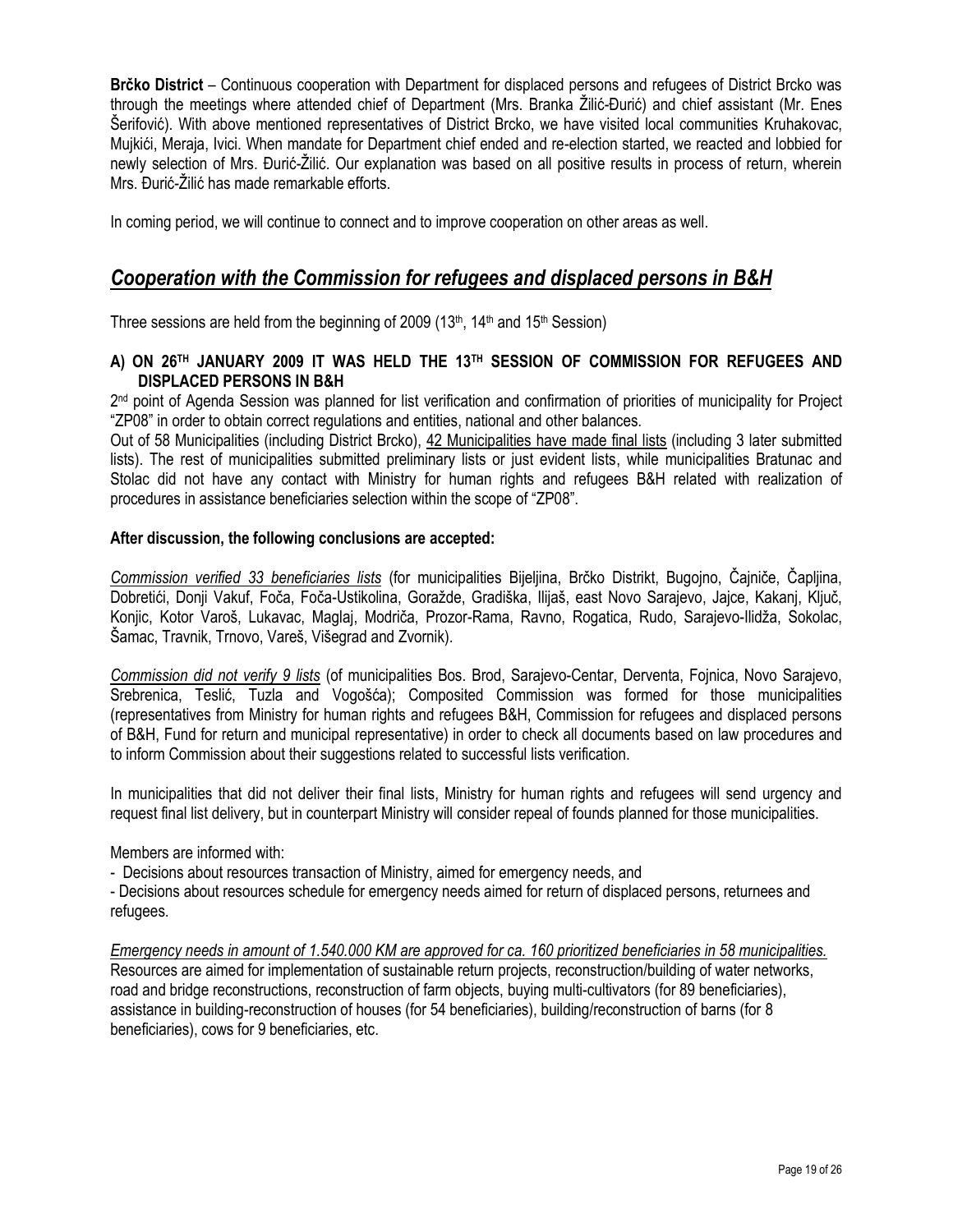**Brčko District** – Continuous cooperation with Department for displaced persons and refugees of District Brcko was through the meetings where attended chief of Department (Mrs. Branka Žilić-Đurić) and chief assistant (Mr. Enes Šerifović). With above mentioned representatives of District Brcko, we have visited local communities Kruhakovac, Mujkići, Meraja, Ivici. When mandate for Department chief ended and re-election started, we reacted and lobbied for newly selection of Mrs. Đurić-Žilić. Our explanation was based on all positive results in process of return, wherein Mrs. Đurić-Žilić has made remarkable efforts.

In coming period, we will continue to connect and to improve cooperation on other areas as well.

## *Cooperation with the Commission for refugees and displaced persons in B&H*

Three sessions are held from the beginning of 2009 (13th, 14th and 15th Session)

### A) ON 26TH JANUARY 2009 IT WAS HELD THE 13TH SESSION OF COMMISSION FOR REFUGEES AND DISPLACED PERSONS IN B&H

2nd point of Agenda Session was planned for list verification and confirmation of priorities of municipality for Project "ZP08" in order to obtain correct regulations and entities, national and other balances.

Out of 58 Municipalities (including District Brcko), 42 Municipalities have made final lists (including 3 later submitted lists). The rest of municipalities submitted preliminary lists or just evident lists, while municipalities Bratunac and Stolac did not have any contact with Ministry for human rights and refugees B&H related with realization of procedures in assistance beneficiaries selection within the scope of "ZP08".

**After discussion, the following conclusions are accepted:**

*Commission verified 33 beneficiaries lists* (for municipalities Bijeljina, Brčko Distrikt, Bugojno, Čajniče, Čapljina, Dobretići, Donji Vakuf, Foča, Foča-Ustikolina, Goražde, Gradiška, Ilijaš, east Novo Sarajevo, Jajce, Kakanj, Ključ, Konjic, Kotor Varoš, Lukavac, Maglaj, Modriča, Prozor-Rama, Ravno, Rogatica, Rudo, Sarajevo-Ilidža, Sokolac, Šamac, Travnik, Trnovo, Vareš, Višegrad and Zvornik).

*Commission did not verify 9 lists* (of municipalities Bos. Brod, Sarajevo-Centar, Derventa, Fojnica, Novo Sarajevo, Srebrenica, Teslić, Tuzla and Vogošća); Composited Commission was formed for those municipalities (representatives from Ministry for human rights and refugees B&H, Commission for refugees and displaced persons of B&H, Fund for return and municipal representative) in order to check all documents based on law procedures and to inform Commission about their suggestions related to successful lists verification.

In municipalities that did not deliver their final lists, Ministry for human rights and refugees will send urgency and request final list delivery, but in counterpart Ministry will consider repeal of founds planned for those municipalities.

Members are informed with:

- Decisions about resources transaction of Ministry, aimed for emergency needs, and
- Decisions about resources schedule for emergency needs aimed for return of displaced persons, returnees and refugees.

*Emergency needs in amount of 1.540.000 KM are approved for ca. 160 prioritized beneficiaries in 58 municipalities.* Resources are aimed for implementation of sustainable return projects, reconstruction/building of water networks, road and bridge reconstructions, reconstruction of farm objects, buying multi-cultivators (for 89 beneficiaries), assistance in building-reconstruction of houses (for 54 beneficiaries), building/reconstruction of barns (for 8 beneficiaries), cows for 9 beneficiaries, etc.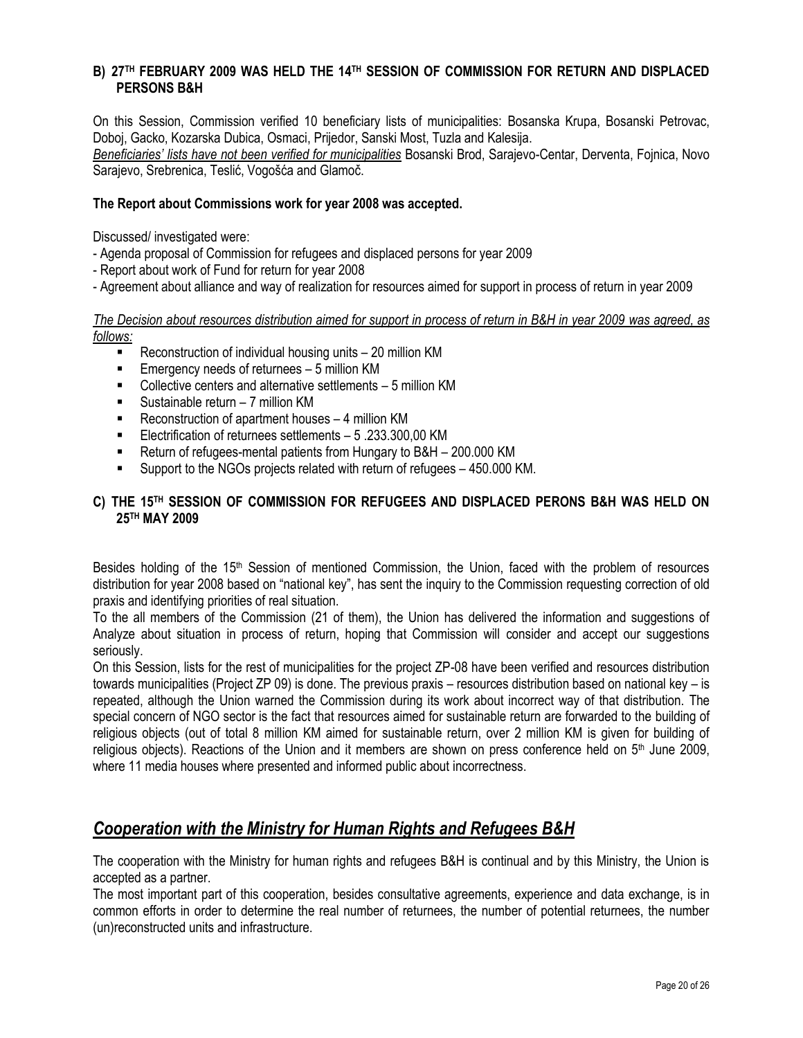### B) 27TH FEBRUARY 2009 WAS HELD THE 14TH SESSION OF COMMISSION FOR RETURN AND DISPLACED PERSONS B&H

On this Session, Commission verified 10 beneficiary lists of municipalities: Bosanska Krupa, Bosanski Petrovac, Doboj, Gacko, Kozarska Dubica, Osmaci, Prijedor, Sanski Most, Tuzla and Kalesija.
*Beneficiaries' lists have not been verified for municipalities* Bosanski Brod, Sarajevo-Centar, Derventa, Fojnica, Novo Sarajevo, Srebrenica, Teslić, Vogošća and Glamoč.

**The Report about Commissions work for year 2008 was accepted.**

Discussed/ investigated were:
- Agenda proposal of Commission for refugees and displaced persons for year 2009
- Report about work of Fund for return for year 2008
- Agreement about alliance and way of realization for resources aimed for support in process of return in year 2009

*The Decision about resources distribution aimed for support in process of return in B&H in year 2009 was agreed, as follows:*

- Reconstruction of individual housing units – 20 million KM
- Emergency needs of returnees – 5 million KM
- Collective centers and alternative settlements – 5 million KM
- Sustainable return – 7 million KM
- Reconstruction of apartment houses – 4 million KM
- Electrification of returnees settlements – 5 .233.300,00 KM
- Return of refugees-mental patients from Hungary to B&H – 200.000 KM
- Support to the NGOs projects related with return of refugees – 450.000 KM.

### C) THE 15TH SESSION OF COMMISSION FOR REFUGEES AND DISPLACED PERONS B&H WAS HELD ON 25TH MAY 2009

Besides holding of the 15th Session of mentioned Commission, the Union, faced with the problem of resources distribution for year 2008 based on "national key", has sent the inquiry to the Commission requesting correction of old praxis and identifying priorities of real situation.
To the all members of the Commission (21 of them), the Union has delivered the information and suggestions of Analyze about situation in process of return, hoping that Commission will consider and accept our suggestions seriously.
On this Session, lists for the rest of municipalities for the project ZP-08 have been verified and resources distribution towards municipalities (Project ZP 09) is done. The previous praxis – resources distribution based on national key – is repeated, although the Union warned the Commission during its work about incorrect way of that distribution. The special concern of NGO sector is the fact that resources aimed for sustainable return are forwarded to the building of religious objects (out of total 8 million KM aimed for sustainable return, over 2 million KM is given for building of religious objects). Reactions of the Union and it members are shown on press conference held on 5th June 2009, where 11 media houses where presented and informed public about incorrectness.

## *Cooperation with the Ministry for Human Rights and Refugees B&H*

The cooperation with the Ministry for human rights and refugees B&H is continual and by this Ministry, the Union is accepted as a partner.
The most important part of this cooperation, besides consultative agreements, experience and data exchange, is in common efforts in order to determine the real number of returnees, the number of potential returnees, the number (un)reconstructed units and infrastructure.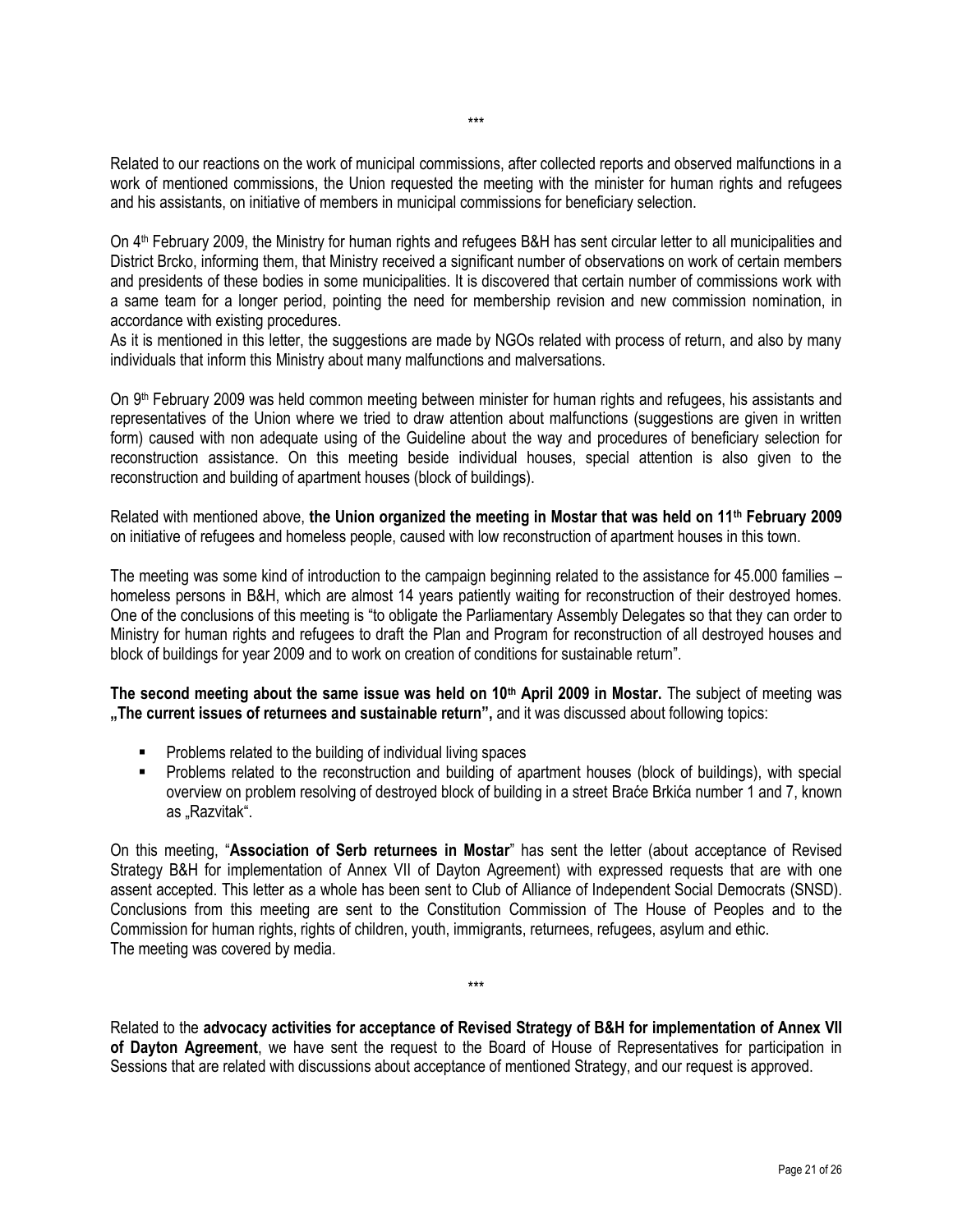\*\*\*

Related to our reactions on the work of municipal commissions, after collected reports and observed malfunctions in a work of mentioned commissions, the Union requested the meeting with the minister for human rights and refugees and his assistants, on initiative of members in municipal commissions for beneficiary selection.

On 4th February 2009, the Ministry for human rights and refugees B&H has sent circular letter to all municipalities and District Brcko, informing them, that Ministry received a significant number of observations on work of certain members and presidents of these bodies in some municipalities. It is discovered that certain number of commissions work with a same team for a longer period, pointing the need for membership revision and new commission nomination, in accordance with existing procedures.
As it is mentioned in this letter, the suggestions are made by NGOs related with process of return, and also by many individuals that inform this Ministry about many malfunctions and malversations.

On 9th February 2009 was held common meeting between minister for human rights and refugees, his assistants and representatives of the Union where we tried to draw attention about malfunctions (suggestions are given in written form) caused with non adequate using of the Guideline about the way and procedures of beneficiary selection for reconstruction assistance. On this meeting beside individual houses, special attention is also given to the reconstruction and building of apartment houses (block of buildings).

Related with mentioned above, **the Union organized the meeting in Mostar that was held on 11th February 2009** on initiative of refugees and homeless people, caused with low reconstruction of apartment houses in this town.

The meeting was some kind of introduction to the campaign beginning related to the assistance for 45.000 families – homeless persons in B&H, which are almost 14 years patiently waiting for reconstruction of their destroyed homes. One of the conclusions of this meeting is "to obligate the Parliamentary Assembly Delegates so that they can order to Ministry for human rights and refugees to draft the Plan and Program for reconstruction of all destroyed houses and block of buildings for year 2009 and to work on creation of conditions for sustainable return".

**The second meeting about the same issue was held on 10th April 2009 in Mostar.** The subject of meeting was **„The current issues of returnees and sustainable return",** and it was discussed about following topics:

- Problems related to the building of individual living spaces
- Problems related to the reconstruction and building of apartment houses (block of buildings), with special overview on problem resolving of destroyed block of building in a street Braće Brkića number 1 and 7, known as „Razvitak".

On this meeting, "**Association of Serb returnees in Mostar**" has sent the letter (about acceptance of Revised Strategy B&H for implementation of Annex VII of Dayton Agreement) with expressed requests that are with one assent accepted. This letter as a whole has been sent to Club of Alliance of Independent Social Democrats (SNSD). Conclusions from this meeting are sent to the Constitution Commission of The House of Peoples and to the Commission for human rights, rights of children, youth, immigrants, returnees, refugees, asylum and ethic.
The meeting was covered by media.

\*\*\*

Related to the **advocacy activities for acceptance of Revised Strategy of B&H for implementation of Annex VII of Dayton Agreement**, we have sent the request to the Board of House of Representatives for participation in Sessions that are related with discussions about acceptance of mentioned Strategy, and our request is approved.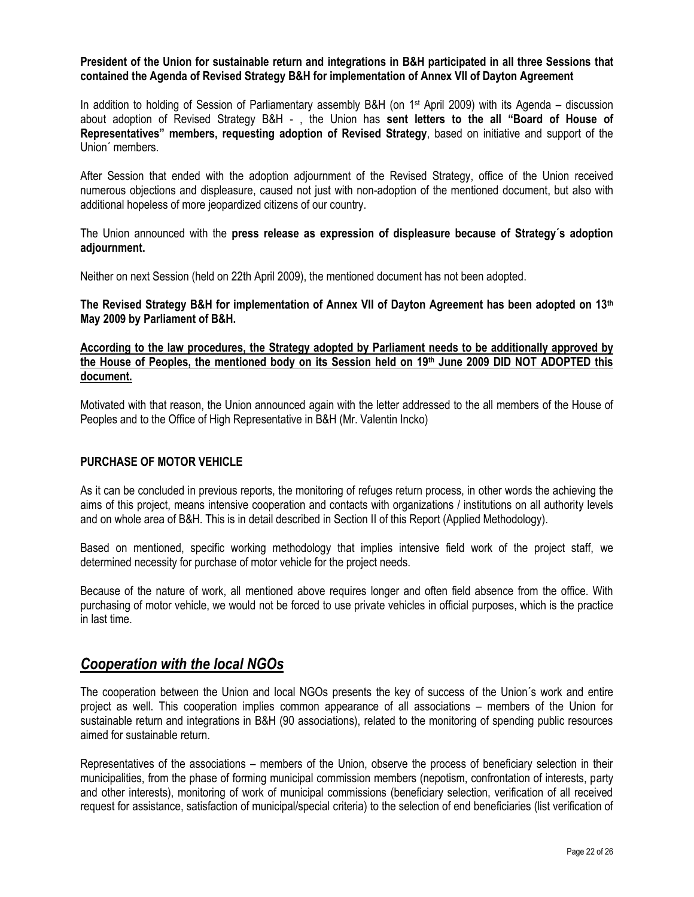**President of the Union for sustainable return and integrations in B&H participated in all three Sessions that contained the Agenda of Revised Strategy B&H for implementation of Annex VII of Dayton Agreement**

In addition to holding of Session of Parliamentary assembly B&H (on 1st April 2009) with its Agenda – discussion about adoption of Revised Strategy B&H - , the Union has **sent letters to the all "Board of House of Representatives" members, requesting adoption of Revised Strategy**, based on initiative and support of the Union´ members.

After Session that ended with the adoption adjournment of the Revised Strategy, office of the Union received numerous objections and displeasure, caused not just with non-adoption of the mentioned document, but also with additional hopeless of more jeopardized citizens of our country.

The Union announced with the **press release as expression of displeasure because of Strategy´s adoption adjournment.**

Neither on next Session (held on 22th April 2009), the mentioned document has not been adopted.

**The Revised Strategy B&H for implementation of Annex VII of Dayton Agreement has been adopted on 13th May 2009 by Parliament of B&H.**

**<u>According to the law procedures, the Strategy adopted by Parliament needs to be additionally approved by the House of Peoples, the mentioned body on its Session held on 19th June 2009 DID NOT ADOPTED this document.</u>**

Motivated with that reason, the Union announced again with the letter addressed to the all members of the House of Peoples and to the Office of High Representative in B&H (Mr. Valentin Incko)

## PURCHASE OF MOTOR VEHICLE

As it can be concluded in previous reports, the monitoring of refuges return process, in other words the achieving the aims of this project, means intensive cooperation and contacts with organizations / institutions on all authority levels and on whole area of B&H. This is in detail described in Section II of this Report (Applied Methodology).

Based on mentioned, specific working methodology that implies intensive field work of the project staff, we determined necessity for purchase of motor vehicle for the project needs.

Because of the nature of work, all mentioned above requires longer and often field absence from the office. With purchasing of motor vehicle, we would not be forced to use private vehicles in official purposes, which is the practice in last time.

## *<u>Cooperation with the local NGOs</u>*

The cooperation between the Union and local NGOs presents the key of success of the Union´s work and entire project as well. This cooperation implies common appearance of all associations – members of the Union for sustainable return and integrations in B&H (90 associations), related to the monitoring of spending public resources aimed for sustainable return.

Representatives of the associations – members of the Union, observe the process of beneficiary selection in their municipalities, from the phase of forming municipal commission members (nepotism, confrontation of interests, party and other interests), monitoring of work of municipal commissions (beneficiary selection, verification of all received request for assistance, satisfaction of municipal/special criteria) to the selection of end beneficiaries (list verification of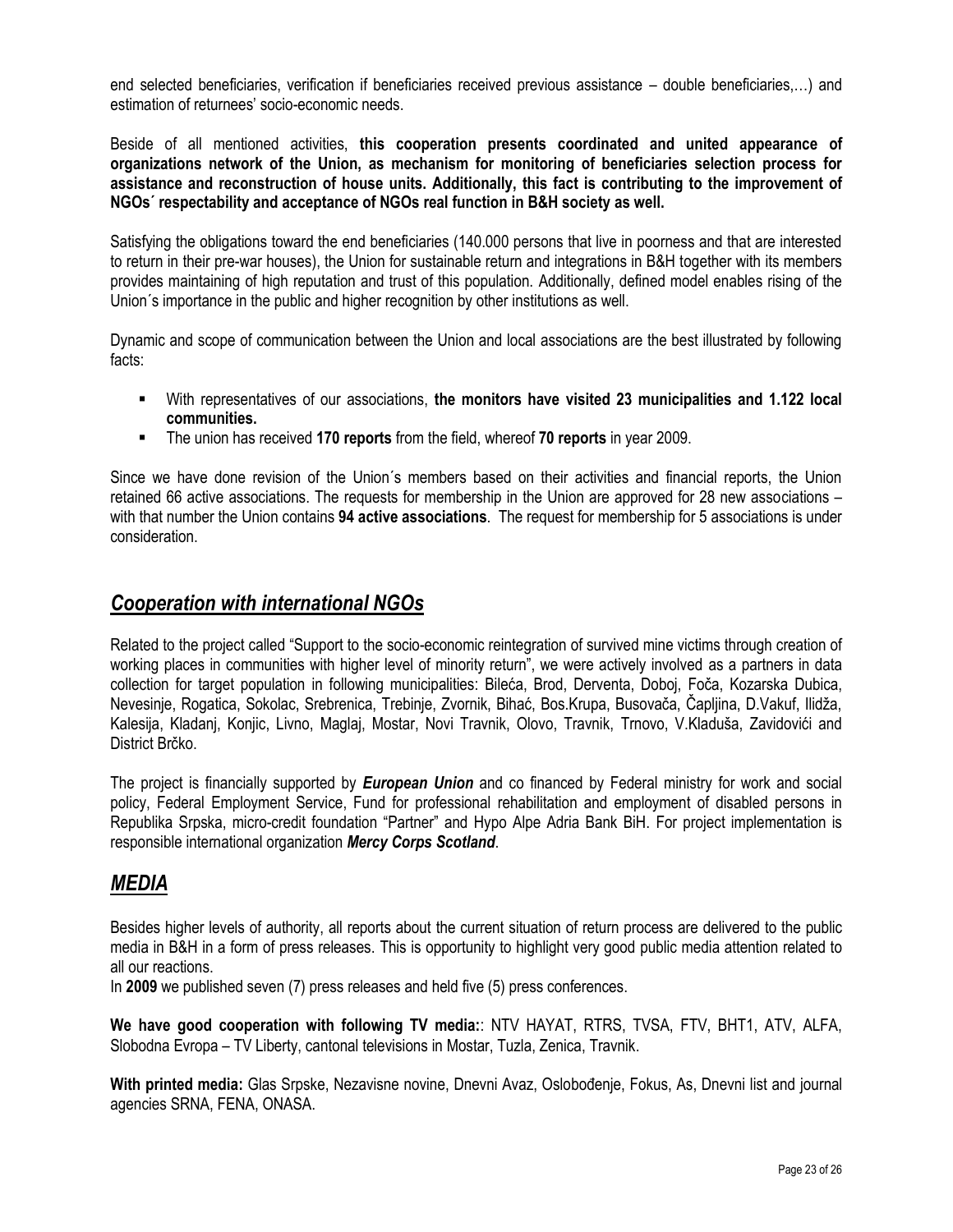end selected beneficiaries, verification if beneficiaries received previous assistance – double beneficiaries,…) and estimation of returnees' socio-economic needs.

Beside of all mentioned activities, **this cooperation presents coordinated and united appearance of organizations network of the Union, as mechanism for monitoring of beneficiaries selection process for assistance and reconstruction of house units. Additionally, this fact is contributing to the improvement of NGOs´ respectability and acceptance of NGOs real function in B&H society as well.**

Satisfying the obligations toward the end beneficiaries (140.000 persons that live in poorness and that are interested to return in their pre-war houses), the Union for sustainable return and integrations in B&H together with its members provides maintaining of high reputation and trust of this population. Additionally, defined model enables rising of the Union´s importance in the public and higher recognition by other institutions as well.

Dynamic and scope of communication between the Union and local associations are the best illustrated by following facts:

- With representatives of our associations, **the monitors have visited 23 municipalities and 1.122 local communities.**
- The union has received **170 reports** from the field, whereof **70 reports** in year 2009.

Since we have done revision of the Union´s members based on their activities and financial reports, the Union retained 66 active associations. The requests for membership in the Union are approved for 28 new associations – with that number the Union contains **94 active associations**. The request for membership for 5 associations is under consideration.

## ***Cooperation with international NGOs***

Related to the project called "Support to the socio-economic reintegration of survived mine victims through creation of working places in communities with higher level of minority return", we were actively involved as a partners in data collection for target population in following municipalities: Bileća, Brod, Derventa, Doboj, Foča, Kozarska Dubica, Nevesinje, Rogatica, Sokolac, Srebrenica, Trebinje, Zvornik, Bihać, Bos.Krupa, Busovača, Čapljina, D.Vakuf, Ilidža, Kalesija, Kladanj, Konjic, Livno, Maglaj, Mostar, Novi Travnik, Olovo, Travnik, Trnovo, V.Kladuša, Zavidovići and District Brčko.

The project is financially supported by ***European Union*** and co financed by Federal ministry for work and social policy, Federal Employment Service, Fund for professional rehabilitation and employment of disabled persons in Republika Srpska, micro-credit foundation "Partner" and Hypo Alpe Adria Bank BiH. For project implementation is responsible international organization ***Mercy Corps Scotland***.

## ***MEDIA***

Besides higher levels of authority, all reports about the current situation of return process are delivered to the public media in B&H in a form of press releases. This is opportunity to highlight very good public media attention related to all our reactions.

In **2009** we published seven (7) press releases and held five (5) press conferences.

**We have good cooperation with following TV media:**: NTV HAYAT, RTRS, TVSA, FTV, BHT1, ATV, ALFA, Slobodna Evropa – TV Liberty, cantonal televisions in Mostar, Tuzla, Zenica, Travnik.

**With printed media:** Glas Srpske, Nezavisne novine, Dnevni Avaz, Oslobođenje, Fokus, As, Dnevni list and journal agencies SRNA, FENA, ONASA.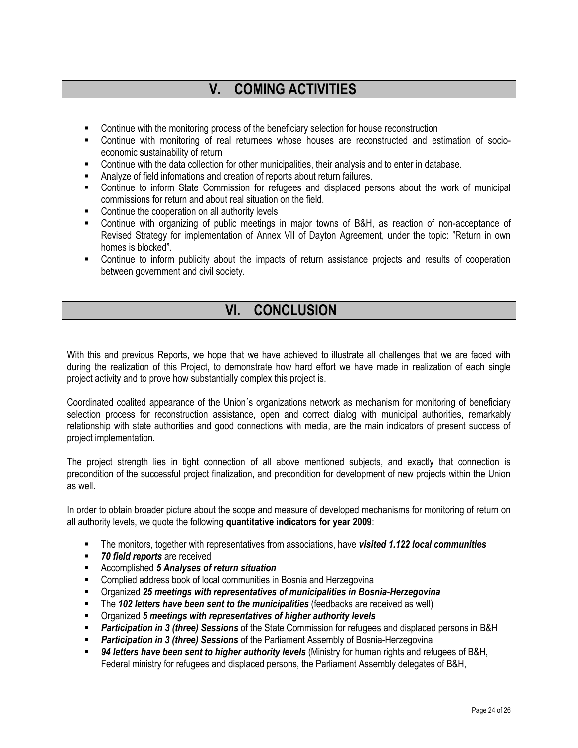# V. COMING ACTIVITIES

- Continue with the monitoring process of the beneficiary selection for house reconstruction
- Continue with monitoring of real returnees whose houses are reconstructed and estimation of socio-economic sustainability of return
- Continue with the data collection for other municipalities, their analysis and to enter in database.
- Analyze of field infomations and creation of reports about return failures.
- Continue to inform State Commission for refugees and displaced persons about the work of municipal commissions for return and about real situation on the field.
- Continue the cooperation on all authority levels
- Continue with organizing of public meetings in major towns of B&H, as reaction of non-acceptance of Revised Strategy for implementation of Annex VII of Dayton Agreement, under the topic: "Return in own homes is blocked".
- Continue to inform publicity about the impacts of return assistance projects and results of cooperation between government and civil society.

# VI. CONCLUSION

With this and previous Reports, we hope that we have achieved to illustrate all challenges that we are faced with during the realization of this Project, to demonstrate how hard effort we have made in realization of each single project activity and to prove how substantially complex this project is.

Coordinated coalited appearance of the Union´s organizations network as mechanism for monitoring of beneficiary selection process for reconstruction assistance, open and correct dialog with municipal authorities, remarkably relationship with state authorities and good connections with media, are the main indicators of present success of project implementation.

The project strength lies in tight connection of all above mentioned subjects, and exactly that connection is precondition of the successful project finalization, and precondition for development of new projects within the Union as well.

In order to obtain broader picture about the scope and measure of developed mechanisms for monitoring of return on all authority levels, we quote the following **quantitative indicators for year 2009**:

- The monitors, together with representatives from associations, have ***visited 1.122 local communities***
- ***70 field reports*** are received
- Accomplished ***5 Analyses of return situation***
- Complied address book of local communities in Bosnia and Herzegovina
- Organized ***25 meetings with representatives of municipalities in Bosnia-Herzegovina***
- The ***102 letters have been sent to the municipalities*** (feedbacks are received as well)
- Organized ***5 meetings with representatives of higher authority levels***
- ***Participation in 3 (three) Sessions*** of the State Commission for refugees and displaced persons in B&H
- ***Participation in 3 (three) Sessions*** of the Parliament Assembly of Bosnia-Herzegovina
- ***94 letters have been sent to higher authority levels*** (Ministry for human rights and refugees of B&H, Federal ministry for refugees and displaced persons, the Parliament Assembly delegates of B&H,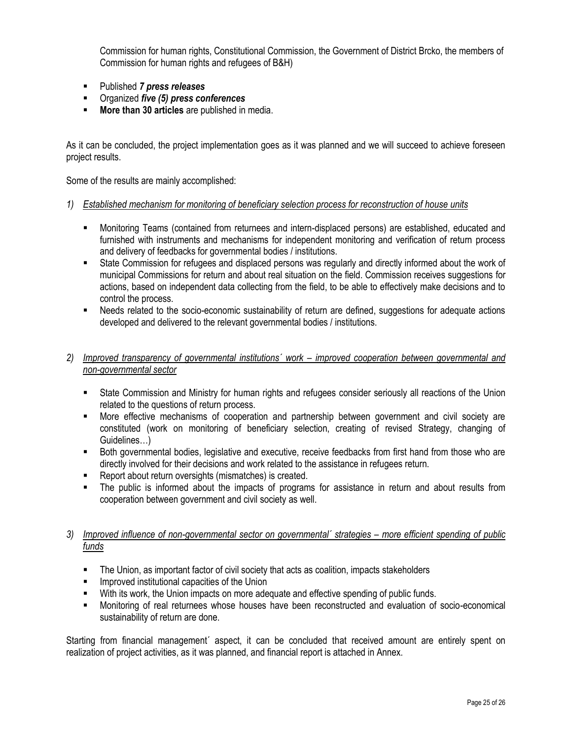Commission for human rights, Constitutional Commission, the Government of District Brcko, the members of Commission for human rights and refugees of B&H)

- Published ***7 press releases***
- Organized ***five (5) press conferences***
- **More than 30 articles** are published in media.

As it can be concluded, the project implementation goes as it was planned and we will succeed to achieve foreseen project results.

Some of the results are mainly accomplished:

1) <u>*Established mechanism for monitoring of beneficiary selection process for reconstruction of house units*</u>

   - Monitoring Teams (contained from returnees and intern-displaced persons) are established, educated and furnished with instruments and mechanisms for independent monitoring and verification of return process and delivery of feedbacks for governmental bodies / institutions.
   - State Commission for refugees and displaced persons was regularly and directly informed about the work of municipal Commissions for return and about real situation on the field. Commission receives suggestions for actions, based on independent data collecting from the field, to be able to effectively make decisions and to control the process.
   - Needs related to the socio-economic sustainability of return are defined, suggestions for adequate actions developed and delivered to the relevant governmental bodies / institutions.

2) <u>*Improved transparency of governmental institutions´ work – improved cooperation between governmental and non-governmental sector*</u>

   - State Commission and Ministry for human rights and refugees consider seriously all reactions of the Union related to the questions of return process.
   - More effective mechanisms of cooperation and partnership between government and civil society are constituted (work on monitoring of beneficiary selection, creating of revised Strategy, changing of Guidelines…)
   - Both governmental bodies, legislative and executive, receive feedbacks from first hand from those who are directly involved for their decisions and work related to the assistance in refugees return.
   - Report about return oversights (mismatches) is created.
   - The public is informed about the impacts of programs for assistance in return and about results from cooperation between government and civil society as well.

3) <u>*Improved influence of non-governmental sector on governmental´ strategies – more efficient spending of public funds*</u>

   - The Union, as important factor of civil society that acts as coalition, impacts stakeholders
   - Improved institutional capacities of the Union
   - With its work, the Union impacts on more adequate and effective spending of public funds.
   - Monitoring of real returnees whose houses have been reconstructed and evaluation of socio-economical sustainability of return are done.

Starting from financial management´ aspect, it can be concluded that received amount are entirely spent on realization of project activities, as it was planned, and financial report is attached in Annex.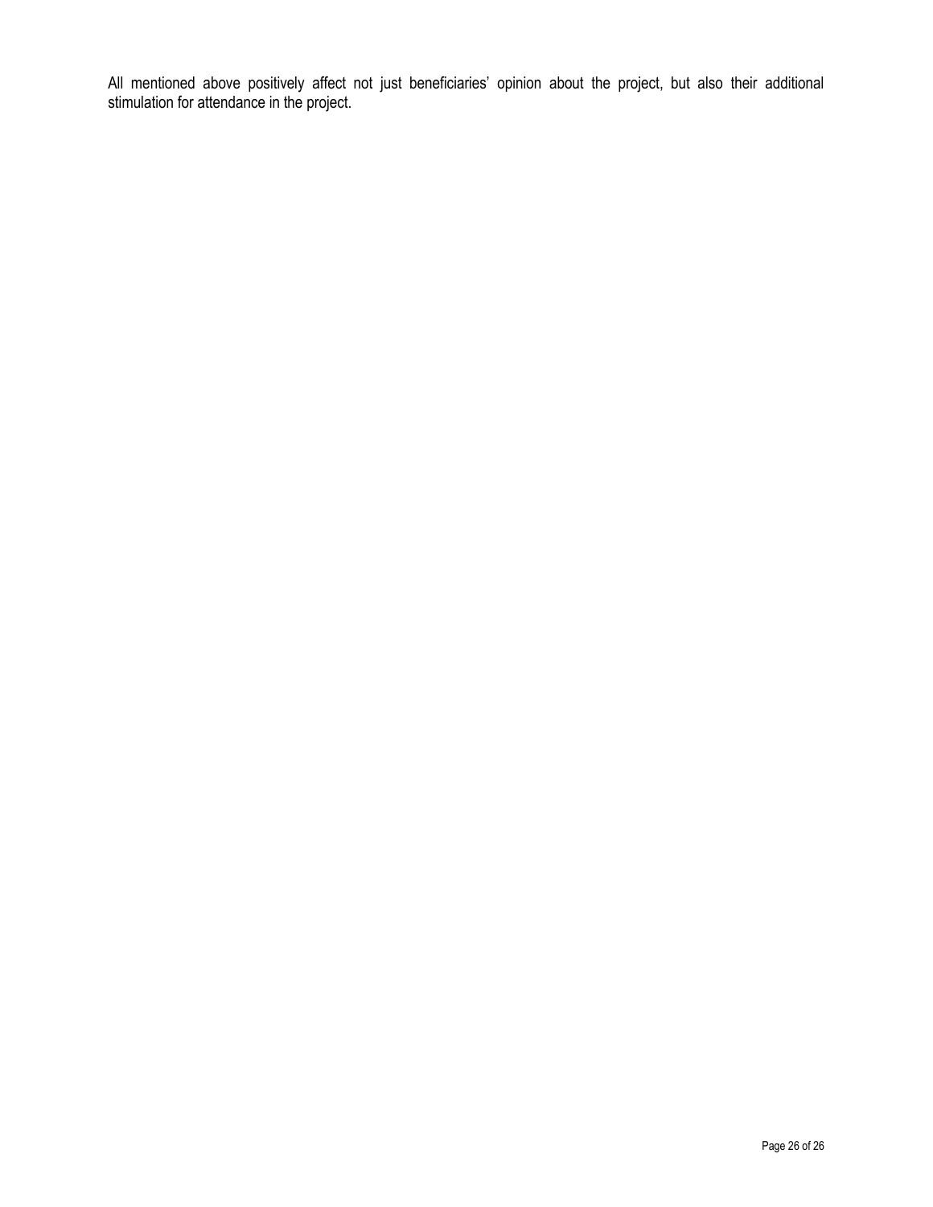All mentioned above positively affect not just beneficiaries' opinion about the project, but also their additional stimulation for attendance in the project.